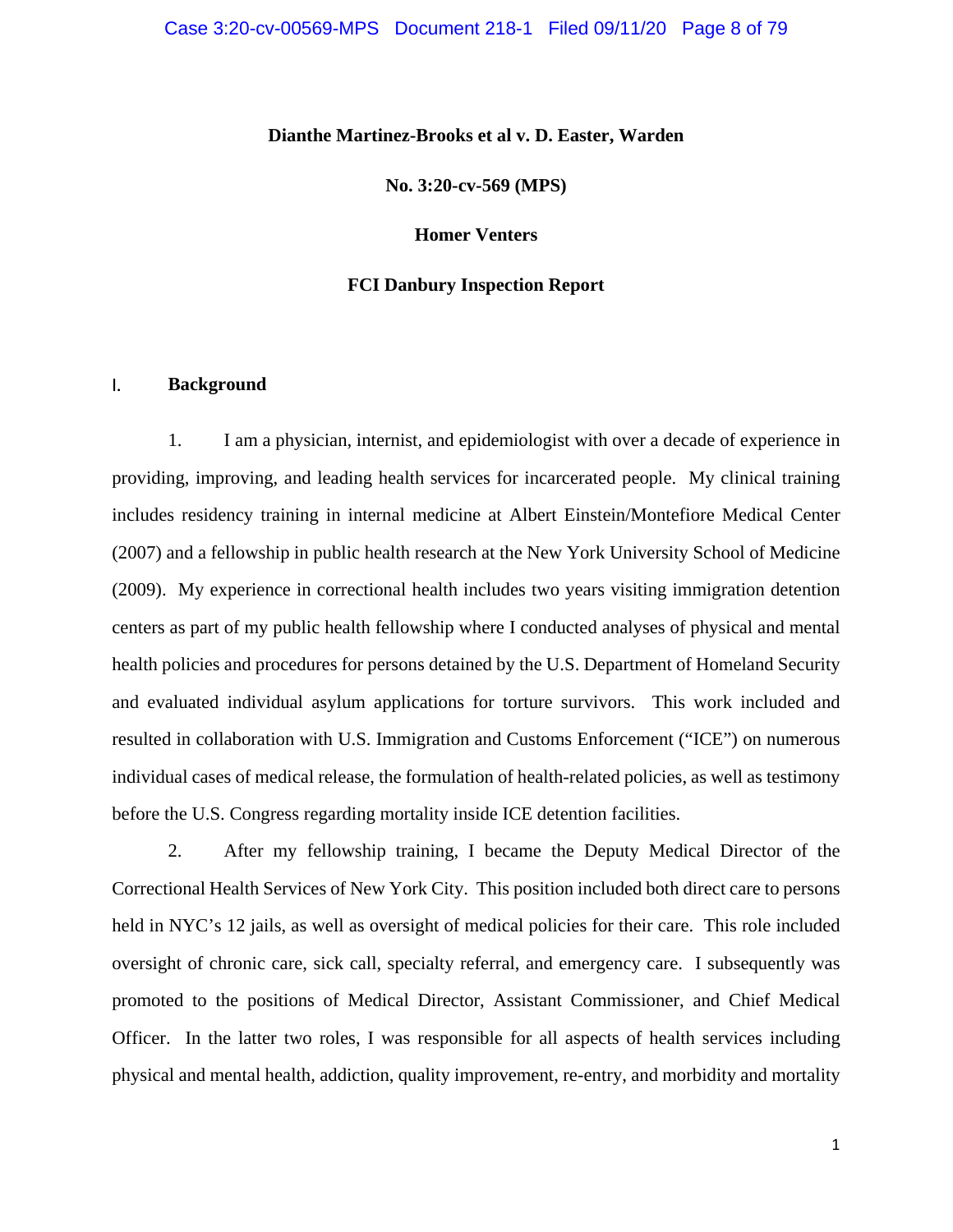**Dianthe Martinez-Brooks et al v. D. Easter, Warden**

**No. 3:20-cv-569 (MPS)**

**Homer Venters**

**FCI Danbury Inspection Report**

## I. Background

1. I am a physician, internist, and epidemiologist with over a decade of experience in providing, improving, and leading health services for incarcerated people. My clinical training includes residency training in internal medicine at Albert Einstein/Montefiore Medical Center (2007) and a fellowship in public health research at the New York University School of Medicine (2009). My experience in correctional health includes two years visiting immigration detention centers as part of my public health fellowship where I conducted analyses of physical and mental health policies and procedures for persons detained by the U.S. Department of Homeland Security and evaluated individual asylum applications for torture survivors. This work included and resulted in collaboration with U.S. Immigration and Customs Enforcement ("ICE") on numerous individual cases of medical release, the formulation of health-related policies, as well as testimony before the U.S. Congress regarding mortality inside ICE detention facilities.

2. After my fellowship training, I became the Deputy Medical Director of the Correctional Health Services of New York City. This position included both direct care to persons held in NYC's 12 jails, as well as oversight of medical policies for their care. This role included oversight of chronic care, sick call, specialty referral, and emergency care. I subsequently was promoted to the positions of Medical Director, Assistant Commissioner, and Chief Medical Officer. In the latter two roles, I was responsible for all aspects of health services including physical and mental health, addiction, quality improvement, re-entry, and morbidity and mortality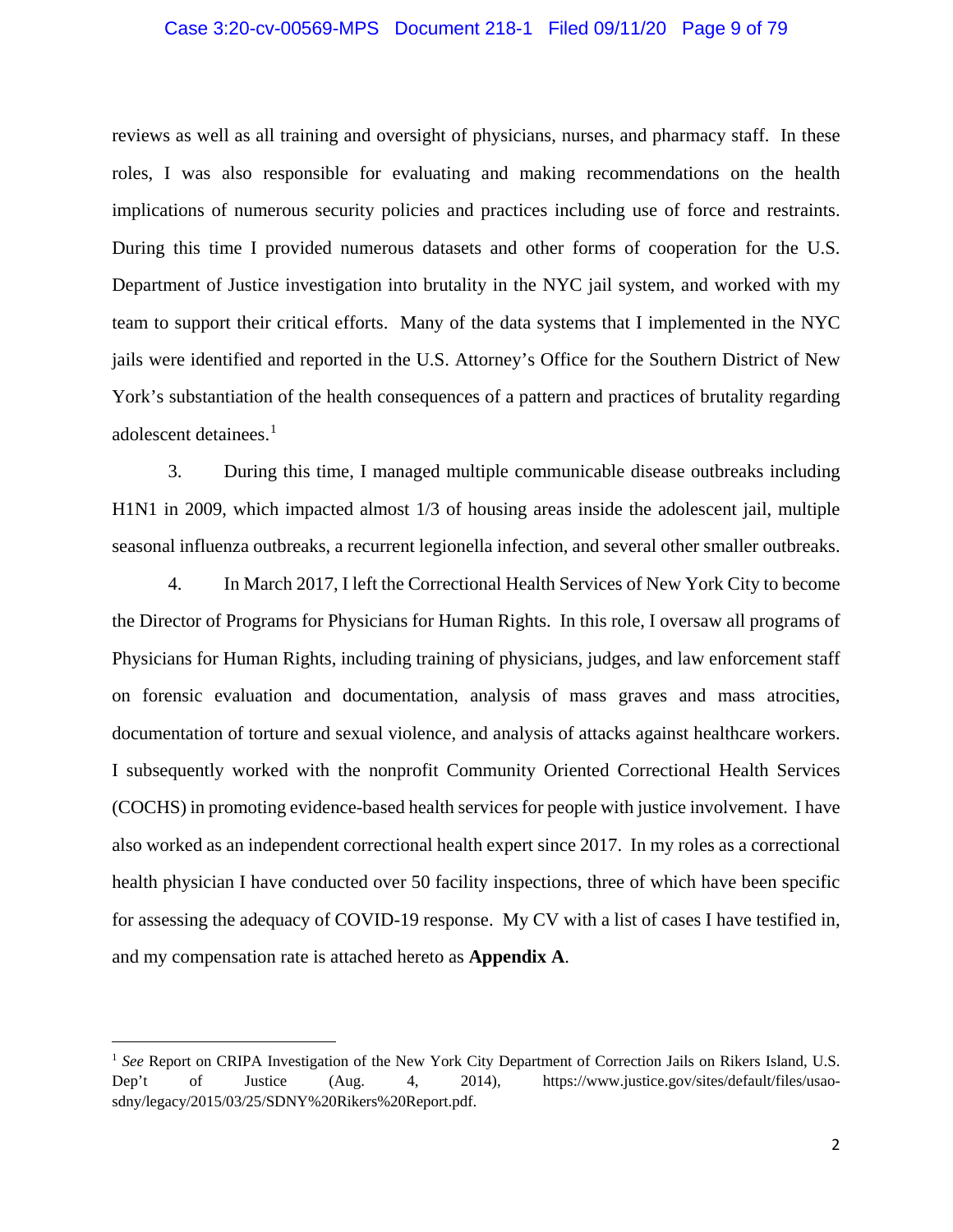reviews as well as all training and oversight of physicians, nurses, and pharmacy staff. In these roles, I was also responsible for evaluating and making recommendations on the health implications of numerous security policies and practices including use of force and restraints. During this time I provided numerous datasets and other forms of cooperation for the U.S. Department of Justice investigation into brutality in the NYC jail system, and worked with my team to support their critical efforts. Many of the data systems that I implemented in the NYC jails were identified and reported in the U.S. Attorney's Office for the Southern District of New York's substantiation of the health consequences of a pattern and practices of brutality regarding adolescent detainees.[1]

3. During this time, I managed multiple communicable disease outbreaks including H1N1 in 2009, which impacted almost 1/3 of housing areas inside the adolescent jail, multiple seasonal influenza outbreaks, a recurrent legionella infection, and several other smaller outbreaks.

4. In March 2017, I left the Correctional Health Services of New York City to become the Director of Programs for Physicians for Human Rights. In this role, I oversaw all programs of Physicians for Human Rights, including training of physicians, judges, and law enforcement staff on forensic evaluation and documentation, analysis of mass graves and mass atrocities, documentation of torture and sexual violence, and analysis of attacks against healthcare workers. I subsequently worked with the nonprofit Community Oriented Correctional Health Services (COCHS) in promoting evidence-based health services for people with justice involvement. I have also worked as an independent correctional health expert since 2017. In my roles as a correctional health physician I have conducted over 50 facility inspections, three of which have been specific for assessing the adequacy of COVID-19 response. My CV with a list of cases I have testified in, and my compensation rate is attached hereto as **Appendix A**.

---

[1] *See* Report on CRIPA Investigation of the New York City Department of Correction Jails on Rikers Island, U.S. Dep't of Justice (Aug. 4, 2014), https://www.justice.gov/sites/default/files/usao-sdny/legacy/2015/03/25/SDNY%20Rikers%20Report.pdf.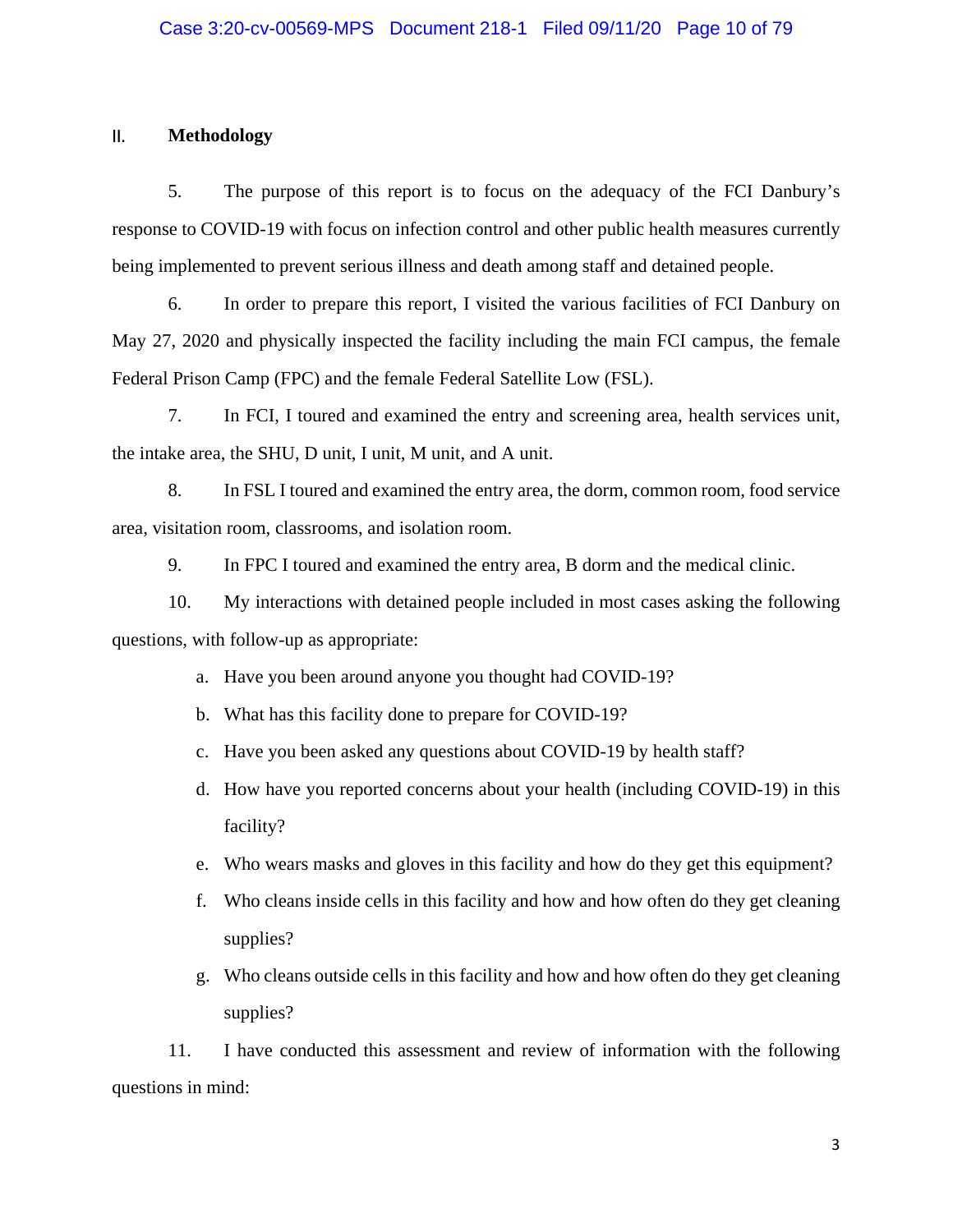## II. Methodology

5. The purpose of this report is to focus on the adequacy of the FCI Danbury's response to COVID-19 with focus on infection control and other public health measures currently being implemented to prevent serious illness and death among staff and detained people.

6. In order to prepare this report, I visited the various facilities of FCI Danbury on May 27, 2020 and physically inspected the facility including the main FCI campus, the female Federal Prison Camp (FPC) and the female Federal Satellite Low (FSL).

7. In FCI, I toured and examined the entry and screening area, health services unit, the intake area, the SHU, D unit, I unit, M unit, and A unit.

8. In FSL I toured and examined the entry area, the dorm, common room, food service area, visitation room, classrooms, and isolation room.

9. In FPC I toured and examined the entry area, B dorm and the medical clinic.

10. My interactions with detained people included in most cases asking the following questions, with follow-up as appropriate:

a. Have you been around anyone you thought had COVID-19?

b. What has this facility done to prepare for COVID-19?

c. Have you been asked any questions about COVID-19 by health staff?

d. How have you reported concerns about your health (including COVID-19) in this facility?

e. Who wears masks and gloves in this facility and how do they get this equipment?

f. Who cleans inside cells in this facility and how and how often do they get cleaning supplies?

g. Who cleans outside cells in this facility and how and how often do they get cleaning supplies?

11. I have conducted this assessment and review of information with the following questions in mind: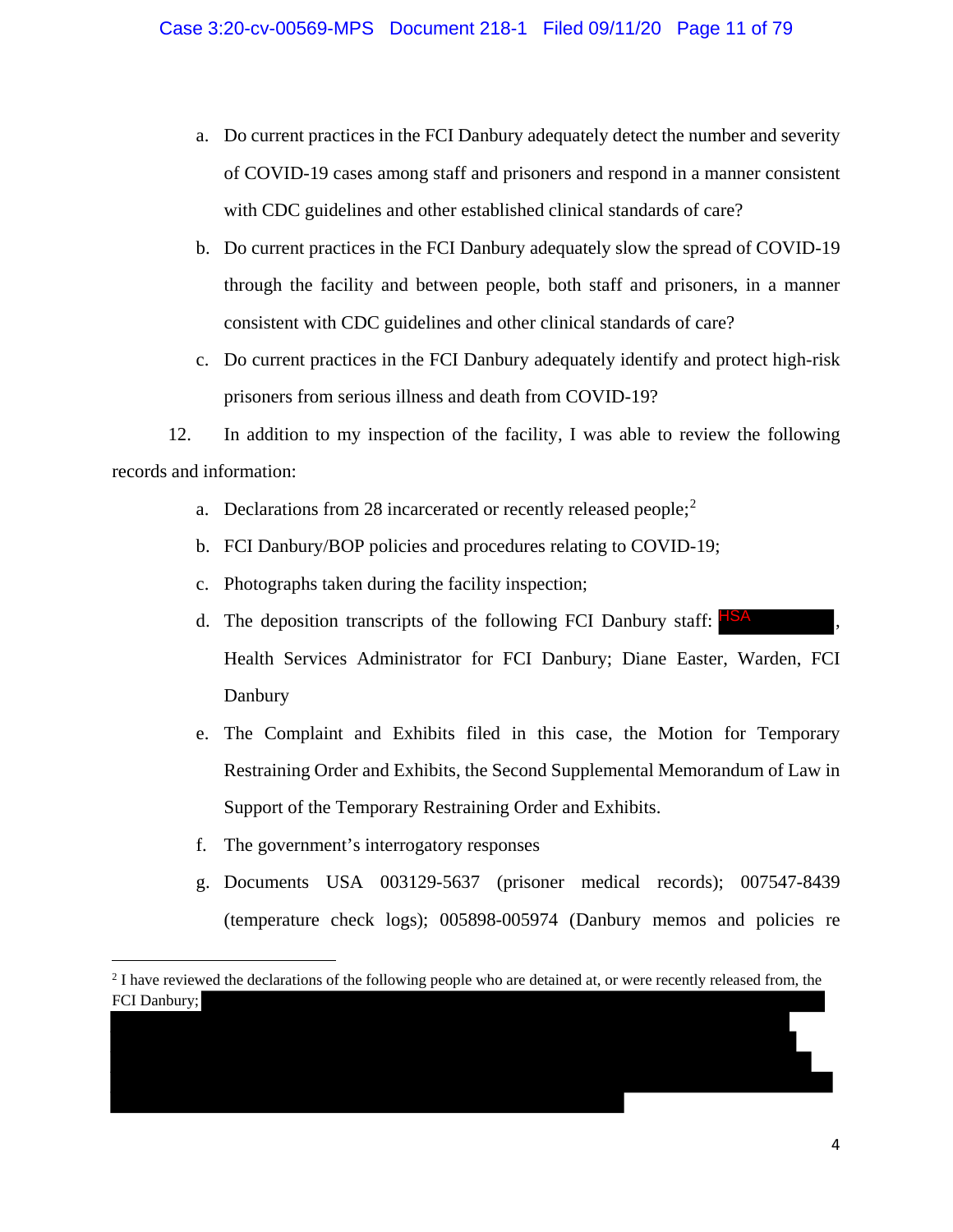a. Do current practices in the FCI Danbury adequately detect the number and severity of COVID-19 cases among staff and prisoners and respond in a manner consistent with CDC guidelines and other established clinical standards of care?

b. Do current practices in the FCI Danbury adequately slow the spread of COVID-19 through the facility and between people, both staff and prisoners, in a manner consistent with CDC guidelines and other clinical standards of care?

c. Do current practices in the FCI Danbury adequately identify and protect high-risk prisoners from serious illness and death from COVID-19?

12. In addition to my inspection of the facility, I was able to review the following records and information:

a. Declarations from 28 incarcerated or recently released people;[2]

b. FCI Danbury/BOP policies and procedures relating to COVID-19;

c. Photographs taken during the facility inspection;

d. The deposition transcripts of the following FCI Danbury staff: HSA [REDACTED], Health Services Administrator for FCI Danbury; Diane Easter, Warden, FCI Danbury

e. The Complaint and Exhibits filed in this case, the Motion for Temporary Restraining Order and Exhibits, the Second Supplemental Memorandum of Law in Support of the Temporary Restraining Order and Exhibits.

f. The government's interrogatory responses

g. Documents USA 003129-5637 (prisoner medical records); 007547-8439 (temperature check logs); 005898-005974 (Danbury memos and policies re

---

[2] I have reviewed the declarations of the following people who are detained at, or were recently released from, the FCI Danbury; [REDACTED]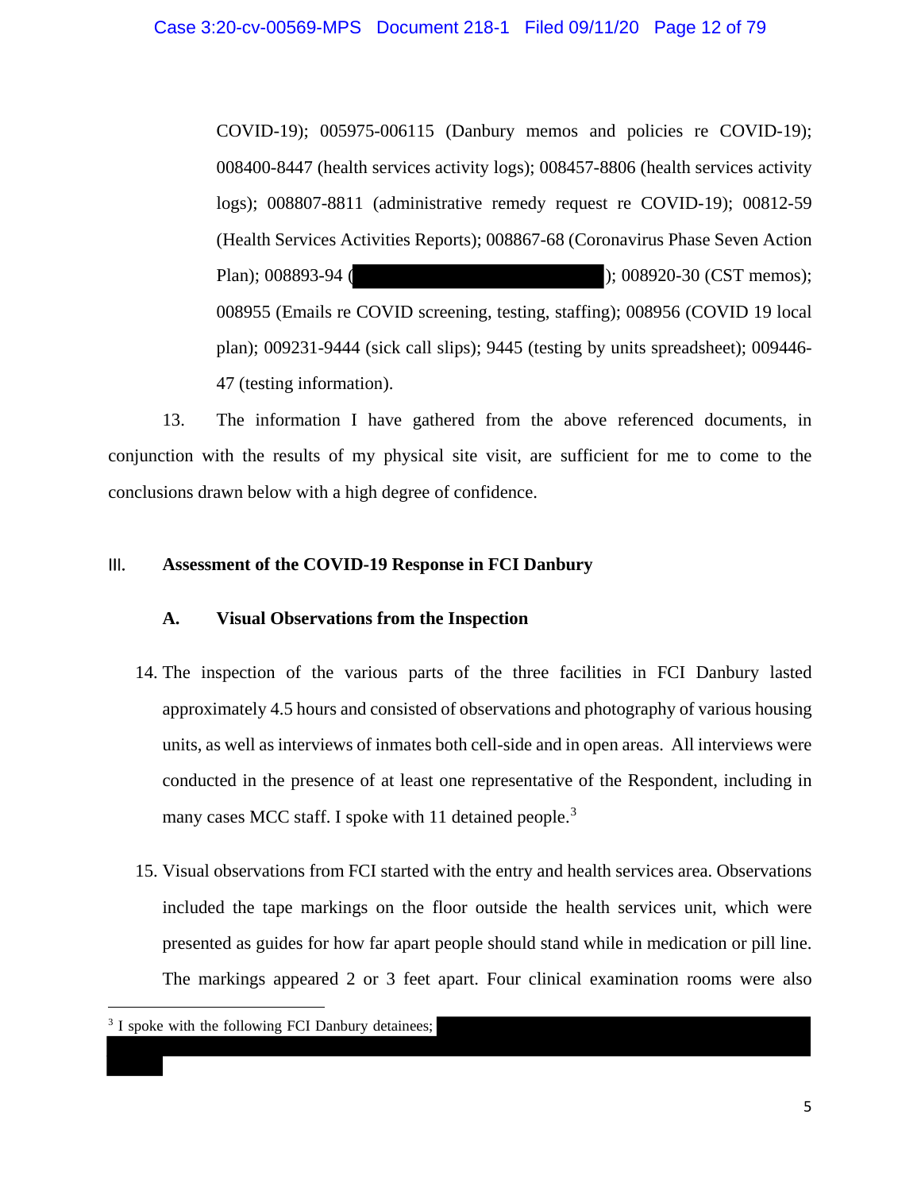COVID-19); 005975-006115 (Danbury memos and policies re COVID-19); 008400-8447 (health services activity logs); 008457-8806 (health services activity logs); 008807-8811 (administrative remedy request re COVID-19); 00812-59 (Health Services Activities Reports); 008867-68 (Coronavirus Phase Seven Action Plan); 008893-94 ( ); 008920-30 (CST memos); 008955 (Emails re COVID screening, testing, staffing); 008956 (COVID 19 local plan); 009231-9444 (sick call slips); 9445 (testing by units spreadsheet); 009446-47 (testing information).

13. The information I have gathered from the above referenced documents, in conjunction with the results of my physical site visit, are sufficient for me to come to the conclusions drawn below with a high degree of confidence.

## III. Assessment of the COVID-19 Response in FCI Danbury

### A. Visual Observations from the Inspection

14. The inspection of the various parts of the three facilities in FCI Danbury lasted approximately 4.5 hours and consisted of observations and photography of various housing units, as well as interviews of inmates both cell-side and in open areas. All interviews were conducted in the presence of at least one representative of the Respondent, including in many cases MCC staff. I spoke with 11 detained people.[3]

15. Visual observations from FCI started with the entry and health services area. Observations included the tape markings on the floor outside the health services unit, which were presented as guides for how far apart people should stand while in medication or pill line. The markings appeared 2 or 3 feet apart. Four clinical examination rooms were also

[3] I spoke with the following FCI Danbury detainees;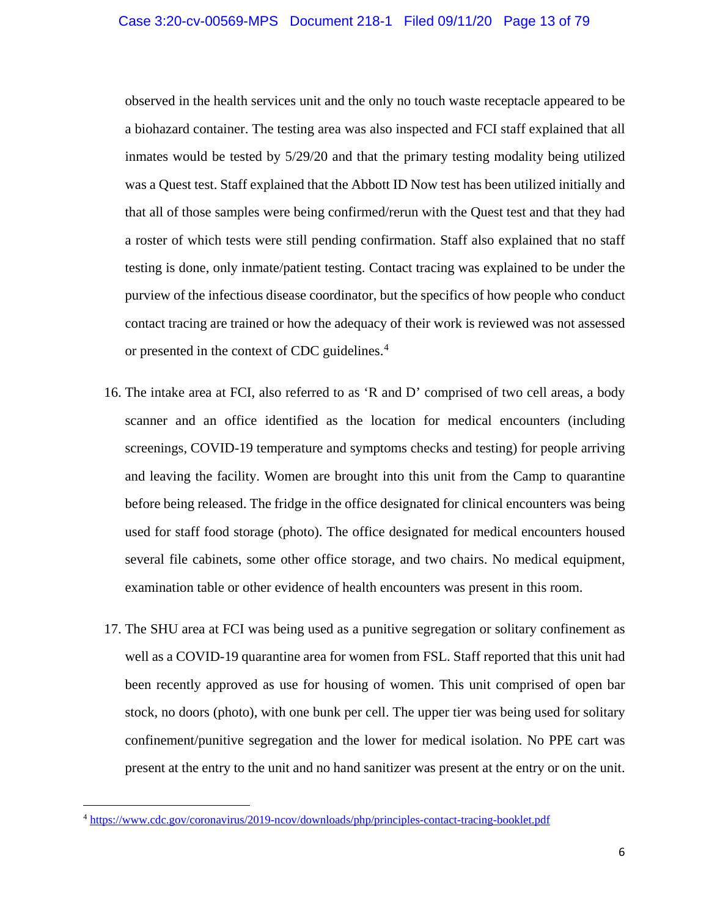observed in the health services unit and the only no touch waste receptacle appeared to be a biohazard container. The testing area was also inspected and FCI staff explained that all inmates would be tested by 5/29/20 and that the primary testing modality being utilized was a Quest test. Staff explained that the Abbott ID Now test has been utilized initially and that all of those samples were being confirmed/rerun with the Quest test and that they had a roster of which tests were still pending confirmation. Staff also explained that no staff testing is done, only inmate/patient testing. Contact tracing was explained to be under the purview of the infectious disease coordinator, but the specifics of how people who conduct contact tracing are trained or how the adequacy of their work is reviewed was not assessed or presented in the context of CDC guidelines.[4]

16. The intake area at FCI, also referred to as 'R and D' comprised of two cell areas, a body scanner and an office identified as the location for medical encounters (including screenings, COVID-19 temperature and symptoms checks and testing) for people arriving and leaving the facility. Women are brought into this unit from the Camp to quarantine before being released. The fridge in the office designated for clinical encounters was being used for staff food storage (photo). The office designated for medical encounters housed several file cabinets, some other office storage, and two chairs. No medical equipment, examination table or other evidence of health encounters was present in this room.

17. The SHU area at FCI was being used as a punitive segregation or solitary confinement as well as a COVID-19 quarantine area for women from FSL. Staff reported that this unit had been recently approved as use for housing of women. This unit comprised of open bar stock, no doors (photo), with one bunk per cell. The upper tier was being used for solitary confinement/punitive segregation and the lower for medical isolation. No PPE cart was present at the entry to the unit and no hand sanitizer was present at the entry or on the unit.

---

[4] https://www.cdc.gov/coronavirus/2019-ncov/downloads/php/principles-contact-tracing-booklet.pdf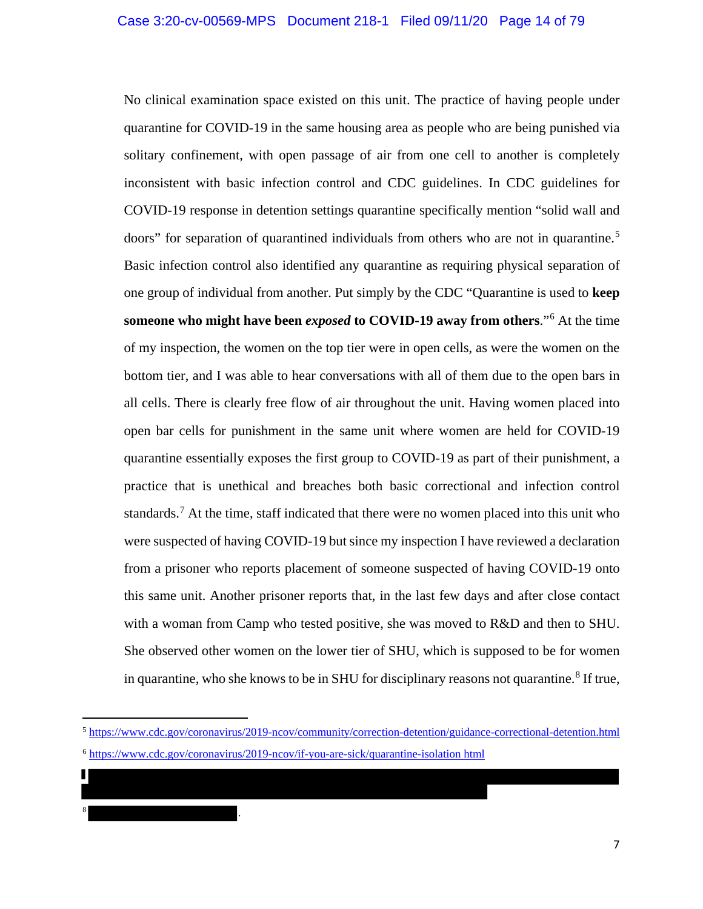No clinical examination space existed on this unit. The practice of having people under quarantine for COVID-19 in the same housing area as people who are being punished via solitary confinement, with open passage of air from one cell to another is completely inconsistent with basic infection control and CDC guidelines. In CDC guidelines for COVID-19 response in detention settings quarantine specifically mention "solid wall and doors" for separation of quarantined individuals from others who are not in quarantine.[5] Basic infection control also identified any quarantine as requiring physical separation of one group of individual from another. Put simply by the CDC "Quarantine is used to **keep someone who might have been *exposed* to COVID-19 away from others**."[6] At the time of my inspection, the women on the top tier were in open cells, as were the women on the bottom tier, and I was able to hear conversations with all of them due to the open bars in all cells. There is clearly free flow of air throughout the unit. Having women placed into open bar cells for punishment in the same unit where women are held for COVID-19 quarantine essentially exposes the first group to COVID-19 as part of their punishment, a practice that is unethical and breaches both basic correctional and infection control standards.[7] At the time, staff indicated that there were no women placed into this unit who were suspected of having COVID-19 but since my inspection I have reviewed a declaration from a prisoner who reports placement of someone suspected of having COVID-19 onto this same unit. Another prisoner reports that, in the last few days and after close contact with a woman from Camp who tested positive, she was moved to R&D and then to SHU. She observed other women on the lower tier of SHU, which is supposed to be for women in quarantine, who she knows to be in SHU for disciplinary reasons not quarantine.[8] If true,

[5] https://www.cdc.gov/coronavirus/2019-ncov/community/correction-detention/guidance-correctional-detention.html

[6] https://www.cdc.gov/coronavirus/2019-ncov/if-you-are-sick/quarantine-isolation html

[7] [REDACTED]

[8] [REDACTED].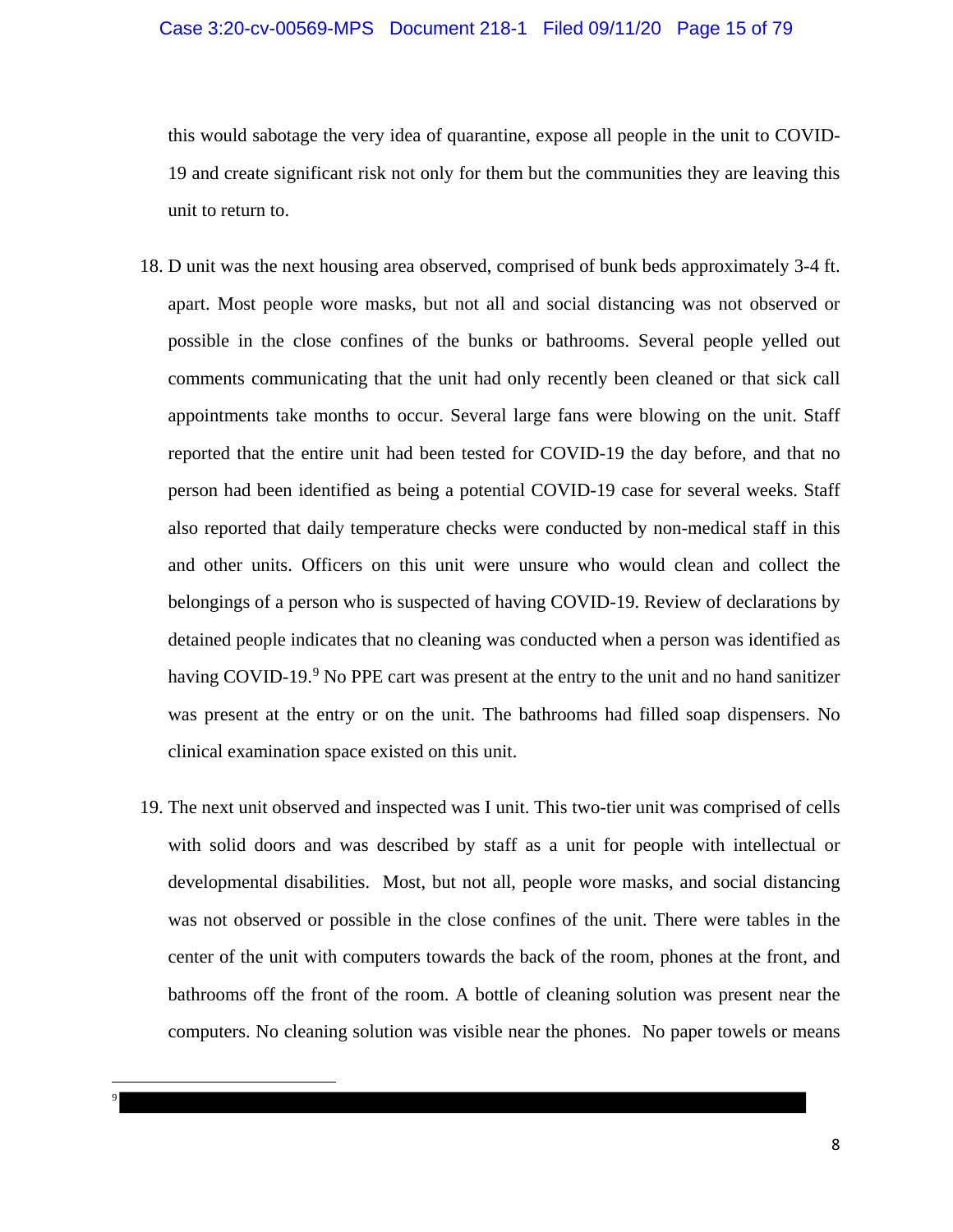this would sabotage the very idea of quarantine, expose all people in the unit to COVID-19 and create significant risk not only for them but the communities they are leaving this unit to return to.

18. D unit was the next housing area observed, comprised of bunk beds approximately 3-4 ft. apart. Most people wore masks, but not all and social distancing was not observed or possible in the close confines of the bunks or bathrooms. Several people yelled out comments communicating that the unit had only recently been cleaned or that sick call appointments take months to occur. Several large fans were blowing on the unit. Staff reported that the entire unit had been tested for COVID-19 the day before, and that no person had been identified as being a potential COVID-19 case for several weeks. Staff also reported that daily temperature checks were conducted by non-medical staff in this and other units. Officers on this unit were unsure who would clean and collect the belongings of a person who is suspected of having COVID-19. Review of declarations by detained people indicates that no cleaning was conducted when a person was identified as having COVID-19.[9] No PPE cart was present at the entry to the unit and no hand sanitizer was present at the entry or on the unit. The bathrooms had filled soap dispensers. No clinical examination space existed on this unit.

19. The next unit observed and inspected was I unit. This two-tier unit was comprised of cells with solid doors and was described by staff as a unit for people with intellectual or developmental disabilities. Most, but not all, people wore masks, and social distancing was not observed or possible in the close confines of the unit. There were tables in the center of the unit with computers towards the back of the room, phones at the front, and bathrooms off the front of the room. A bottle of cleaning solution was present near the computers. No cleaning solution was visible near the phones. No paper towels or means

---

[9] [REDACTED]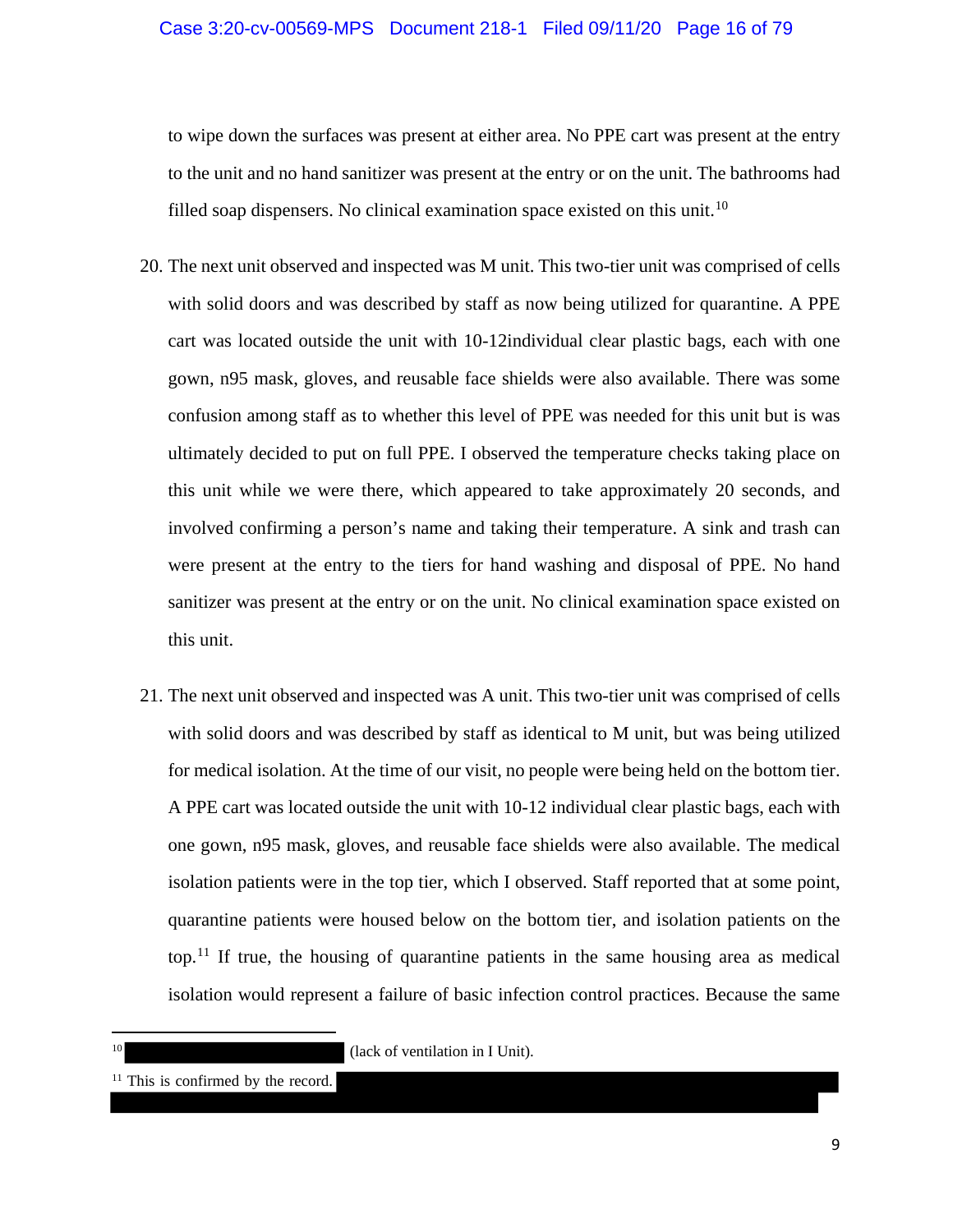to wipe down the surfaces was present at either area. No PPE cart was present at the entry to the unit and no hand sanitizer was present at the entry or on the unit. The bathrooms had filled soap dispensers. No clinical examination space existed on this unit.[10]

20. The next unit observed and inspected was M unit. This two-tier unit was comprised of cells with solid doors and was described by staff as now being utilized for quarantine. A PPE cart was located outside the unit with 10-12individual clear plastic bags, each with one gown, n95 mask, gloves, and reusable face shields were also available. There was some confusion among staff as to whether this level of PPE was needed for this unit but is was ultimately decided to put on full PPE. I observed the temperature checks taking place on this unit while we were there, which appeared to take approximately 20 seconds, and involved confirming a person's name and taking their temperature. A sink and trash can were present at the entry to the tiers for hand washing and disposal of PPE. No hand sanitizer was present at the entry or on the unit. No clinical examination space existed on this unit.

21. The next unit observed and inspected was A unit. This two-tier unit was comprised of cells with solid doors and was described by staff as identical to M unit, but was being utilized for medical isolation. At the time of our visit, no people were being held on the bottom tier. A PPE cart was located outside the unit with 10-12 individual clear plastic bags, each with one gown, n95 mask, gloves, and reusable face shields were also available. The medical isolation patients were in the top tier, which I observed. Staff reported that at some point, quarantine patients were housed below on the bottom tier, and isolation patients on the top.[11] If true, the housing of quarantine patients in the same housing area as medical isolation would represent a failure of basic infection control practices. Because the same

---

[10] ███████████ (lack of ventilation in I Unit).

[11] This is confirmed by the record. ███████████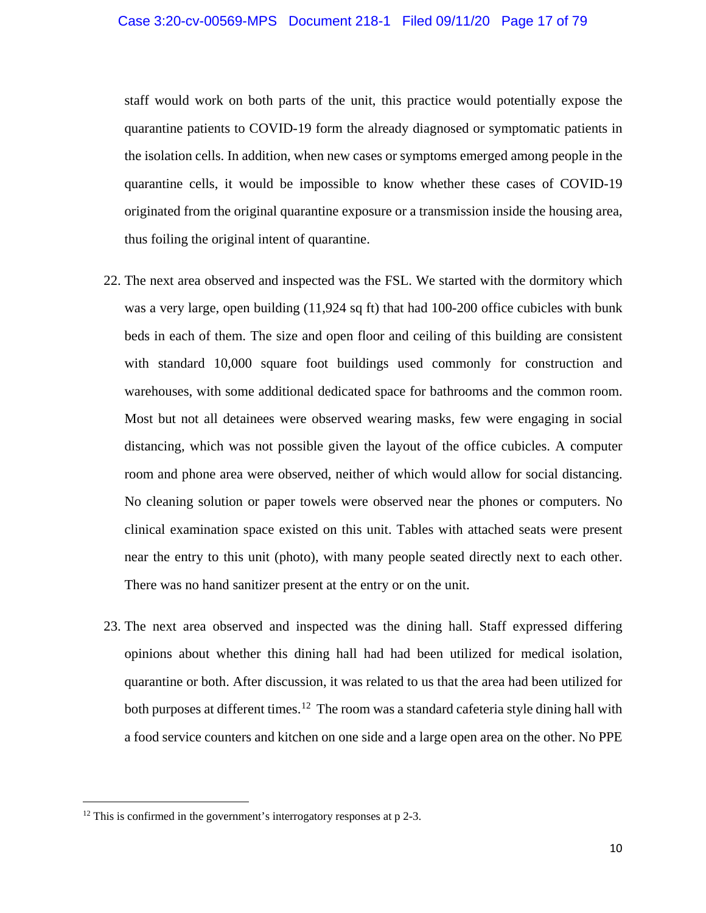staff would work on both parts of the unit, this practice would potentially expose the quarantine patients to COVID-19 form the already diagnosed or symptomatic patients in the isolation cells. In addition, when new cases or symptoms emerged among people in the quarantine cells, it would be impossible to know whether these cases of COVID-19 originated from the original quarantine exposure or a transmission inside the housing area, thus foiling the original intent of quarantine.

22. The next area observed and inspected was the FSL. We started with the dormitory which was a very large, open building (11,924 sq ft) that had 100-200 office cubicles with bunk beds in each of them. The size and open floor and ceiling of this building are consistent with standard 10,000 square foot buildings used commonly for construction and warehouses, with some additional dedicated space for bathrooms and the common room. Most but not all detainees were observed wearing masks, few were engaging in social distancing, which was not possible given the layout of the office cubicles. A computer room and phone area were observed, neither of which would allow for social distancing. No cleaning solution or paper towels were observed near the phones or computers. No clinical examination space existed on this unit. Tables with attached seats were present near the entry to this unit (photo), with many people seated directly next to each other. There was no hand sanitizer present at the entry or on the unit.

23. The next area observed and inspected was the dining hall. Staff expressed differing opinions about whether this dining hall had had been utilized for medical isolation, quarantine or both. After discussion, it was related to us that the area had been utilized for both purposes at different times.[12] The room was a standard cafeteria style dining hall with a food service counters and kitchen on one side and a large open area on the other. No PPE

[12] This is confirmed in the government's interrogatory responses at p 2-3.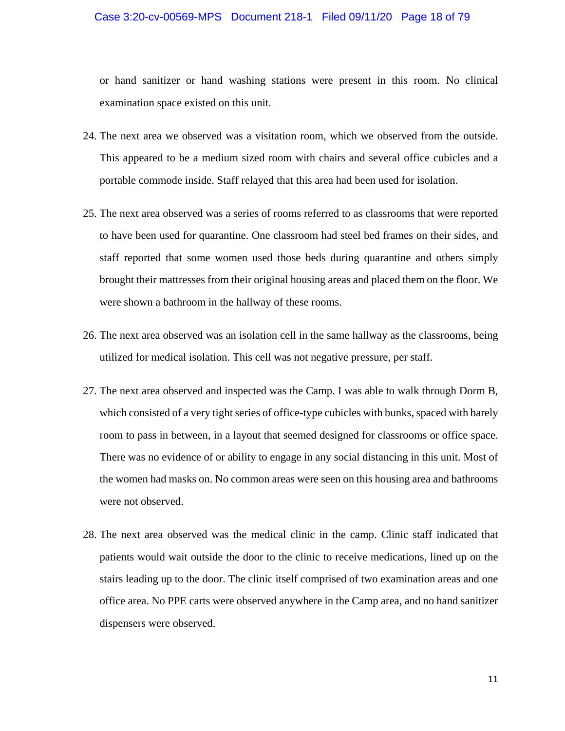or hand sanitizer or hand washing stations were present in this room. No clinical examination space existed on this unit.

24. The next area we observed was a visitation room, which we observed from the outside. This appeared to be a medium sized room with chairs and several office cubicles and a portable commode inside. Staff relayed that this area had been used for isolation.

25. The next area observed was a series of rooms referred to as classrooms that were reported to have been used for quarantine. One classroom had steel bed frames on their sides, and staff reported that some women used those beds during quarantine and others simply brought their mattresses from their original housing areas and placed them on the floor. We were shown a bathroom in the hallway of these rooms.

26. The next area observed was an isolation cell in the same hallway as the classrooms, being utilized for medical isolation. This cell was not negative pressure, per staff.

27. The next area observed and inspected was the Camp. I was able to walk through Dorm B, which consisted of a very tight series of office-type cubicles with bunks, spaced with barely room to pass in between, in a layout that seemed designed for classrooms or office space. There was no evidence of or ability to engage in any social distancing in this unit. Most of the women had masks on. No common areas were seen on this housing area and bathrooms were not observed.

28. The next area observed was the medical clinic in the camp. Clinic staff indicated that patients would wait outside the door to the clinic to receive medications, lined up on the stairs leading up to the door. The clinic itself comprised of two examination areas and one office area. No PPE carts were observed anywhere in the Camp area, and no hand sanitizer dispensers were observed.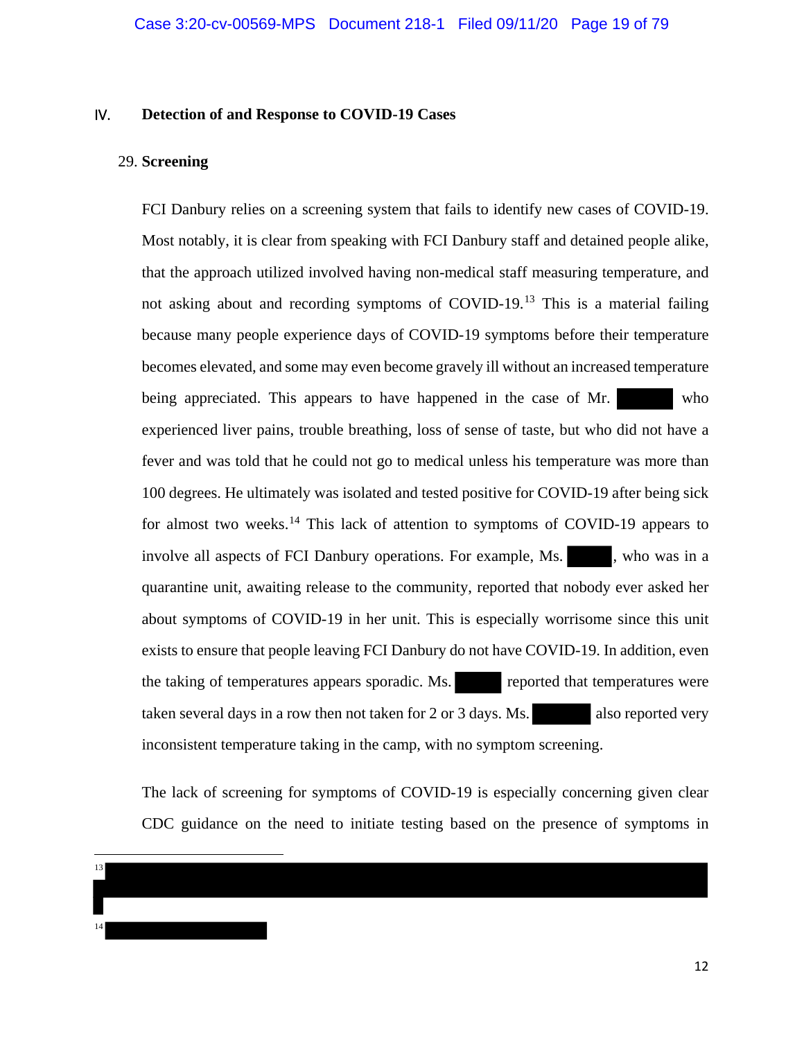## IV. Detection of and Response to COVID-19 Cases

### 29. Screening

FCI Danbury relies on a screening system that fails to identify new cases of COVID-19. Most notably, it is clear from speaking with FCI Danbury staff and detained people alike, that the approach utilized involved having non-medical staff measuring temperature, and not asking about and recording symptoms of COVID-19.[13] This is a material failing because many people experience days of COVID-19 symptoms before their temperature becomes elevated, and some may even become gravely ill without an increased temperature being appreciated. This appears to have happened in the case of Mr. [REDACTED] who experienced liver pains, trouble breathing, loss of sense of taste, but who did not have a fever and was told that he could not go to medical unless his temperature was more than 100 degrees. He ultimately was isolated and tested positive for COVID-19 after being sick for almost two weeks.[14] This lack of attention to symptoms of COVID-19 appears to involve all aspects of FCI Danbury operations. For example, Ms. [REDACTED], who was in a quarantine unit, awaiting release to the community, reported that nobody ever asked her about symptoms of COVID-19 in her unit. This is especially worrisome since this unit exists to ensure that people leaving FCI Danbury do not have COVID-19. In addition, even the taking of temperatures appears sporadic. Ms. [REDACTED] reported that temperatures were taken several days in a row then not taken for 2 or 3 days. Ms. [REDACTED] also reported very inconsistent temperature taking in the camp, with no symptom screening.

The lack of screening for symptoms of COVID-19 is especially concerning given clear CDC guidance on the need to initiate testing based on the presence of symptoms in

---

13 [REDACTED]

14 [REDACTED]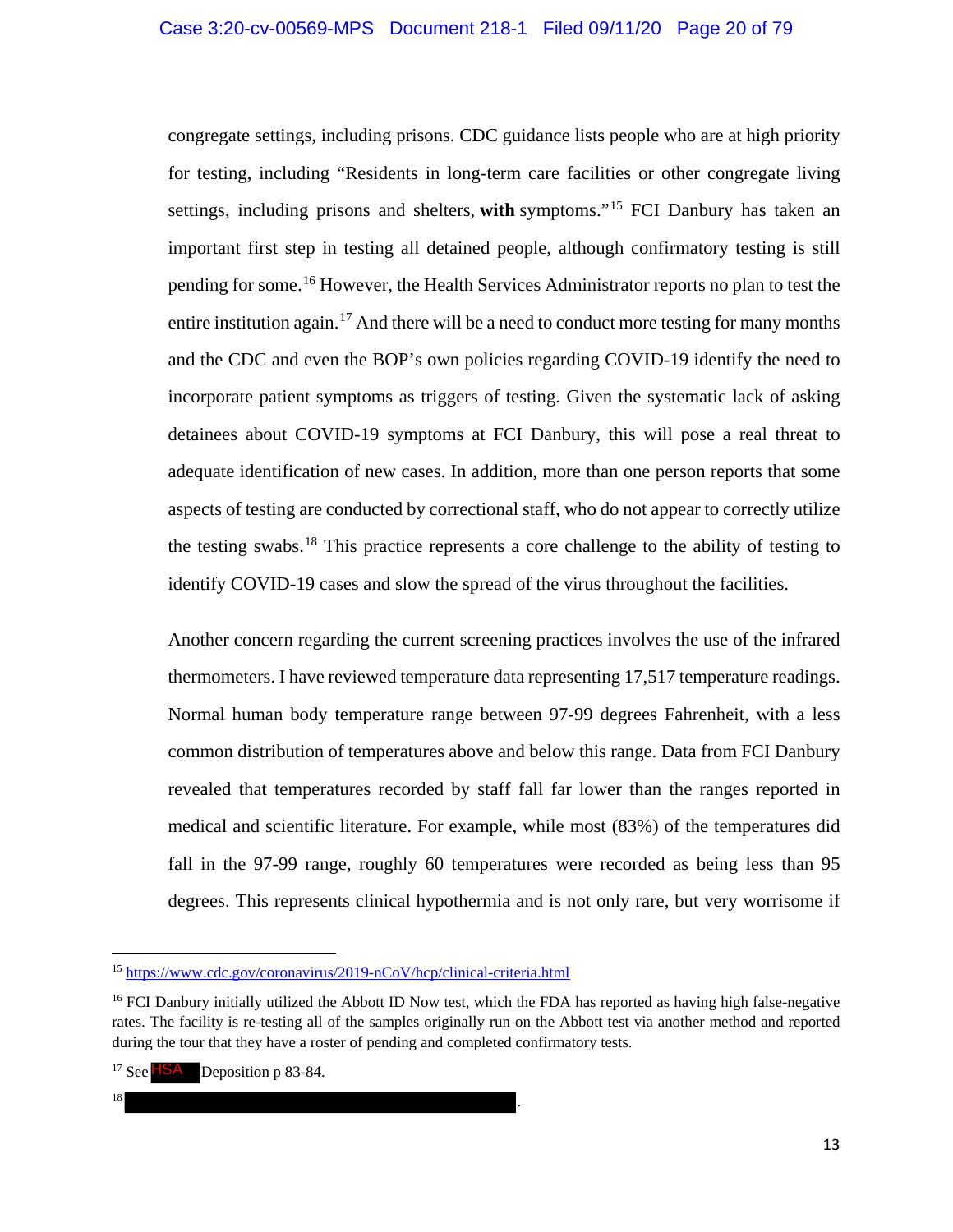congregate settings, including prisons. CDC guidance lists people who are at high priority for testing, including "Residents in long-term care facilities or other congregate living settings, including prisons and shelters, **with** symptoms."[15] FCI Danbury has taken an important first step in testing all detained people, although confirmatory testing is still pending for some.[16] However, the Health Services Administrator reports no plan to test the entire institution again.[17] And there will be a need to conduct more testing for many months and the CDC and even the BOP's own policies regarding COVID-19 identify the need to incorporate patient symptoms as triggers of testing. Given the systematic lack of asking detainees about COVID-19 symptoms at FCI Danbury, this will pose a real threat to adequate identification of new cases. In addition, more than one person reports that some aspects of testing are conducted by correctional staff, who do not appear to correctly utilize the testing swabs.[18] This practice represents a core challenge to the ability of testing to identify COVID-19 cases and slow the spread of the virus throughout the facilities.

Another concern regarding the current screening practices involves the use of the infrared thermometers. I have reviewed temperature data representing 17,517 temperature readings. Normal human body temperature range between 97-99 degrees Fahrenheit, with a less common distribution of temperatures above and below this range. Data from FCI Danbury revealed that temperatures recorded by staff fall far lower than the ranges reported in medical and scientific literature. For example, while most (83%) of the temperatures did fall in the 97-99 range, roughly 60 temperatures were recorded as being less than 95 degrees. This represents clinical hypothermia and is not only rare, but very worrisome if

---

[15] https://www.cdc.gov/coronavirus/2019-nCoV/hcp/clinical-criteria.html

[16] FCI Danbury initially utilized the Abbott ID Now test, which the FDA has reported as having high false-negative rates. The facility is re-testing all of the samples originally run on the Abbott test via another method and reported during the tour that they have a roster of pending and completed confirmatory tests.

[17] See HSA Deposition p 83-84.

[18] [REDACTED].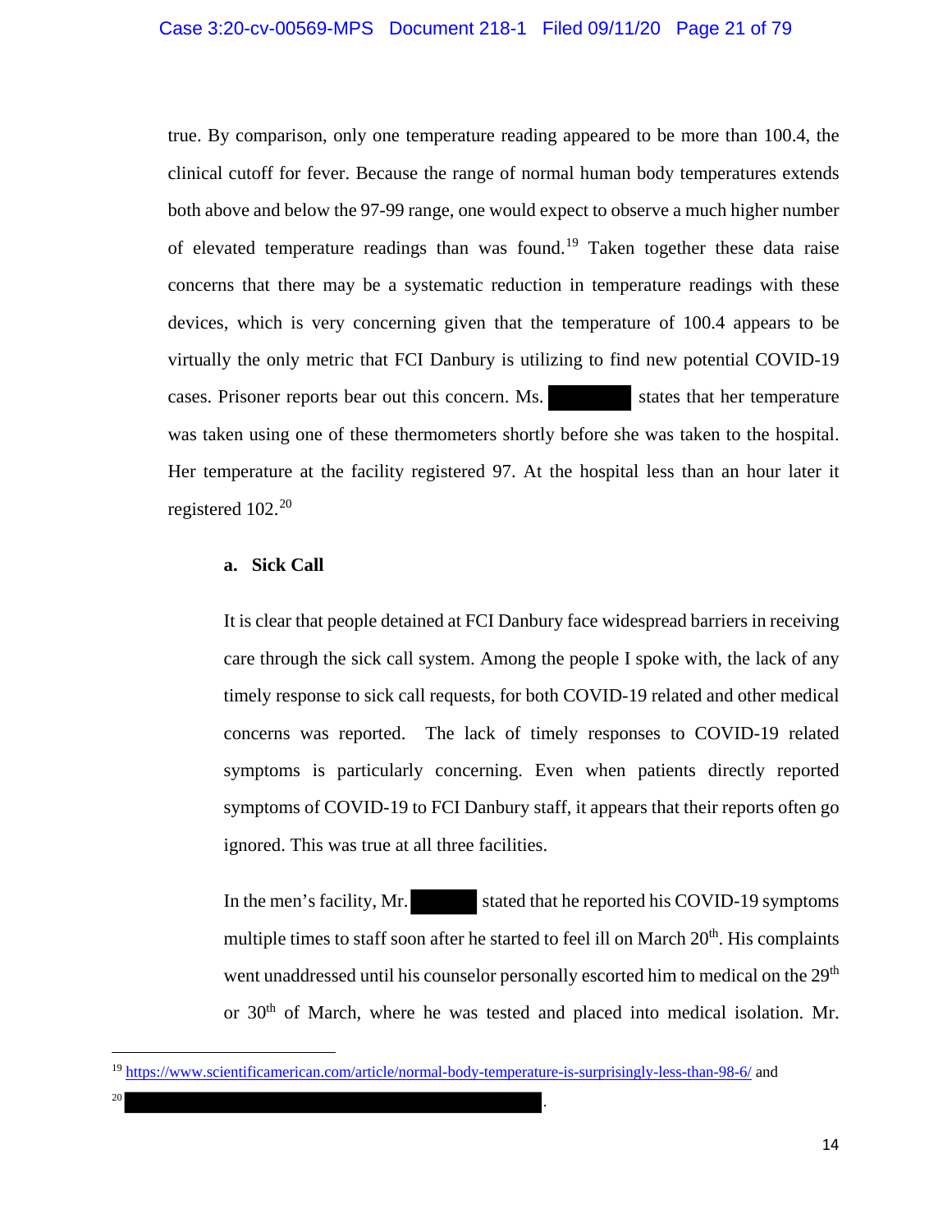true. By comparison, only one temperature reading appeared to be more than 100.4, the clinical cutoff for fever. Because the range of normal human body temperatures extends both above and below the 97-99 range, one would expect to observe a much higher number of elevated temperature readings than was found.[19] Taken together these data raise concerns that there may be a systematic reduction in temperature readings with these devices, which is very concerning given that the temperature of 100.4 appears to be virtually the only metric that FCI Danbury is utilizing to find new potential COVID-19 cases. Prisoner reports bear out this concern. Ms. [REDACTED] states that her temperature was taken using one of these thermometers shortly before she was taken to the hospital. Her temperature at the facility registered 97. At the hospital less than an hour later it registered 102.[20]

**a. Sick Call**

It is clear that people detained at FCI Danbury face widespread barriers in receiving care through the sick call system. Among the people I spoke with, the lack of any timely response to sick call requests, for both COVID-19 related and other medical concerns was reported. The lack of timely responses to COVID-19 related symptoms is particularly concerning. Even when patients directly reported symptoms of COVID-19 to FCI Danbury staff, it appears that their reports often go ignored. This was true at all three facilities.

In the men's facility, Mr. [REDACTED] stated that he reported his COVID-19 symptoms multiple times to staff soon after he started to feel ill on March 20th. His complaints went unaddressed until his counselor personally escorted him to medical on the 29th or 30th of March, where he was tested and placed into medical isolation. Mr.

---

[19] https://www.scientificamerican.com/article/normal-body-temperature-is-surprisingly-less-than-98-6/ and

[20] [REDACTED].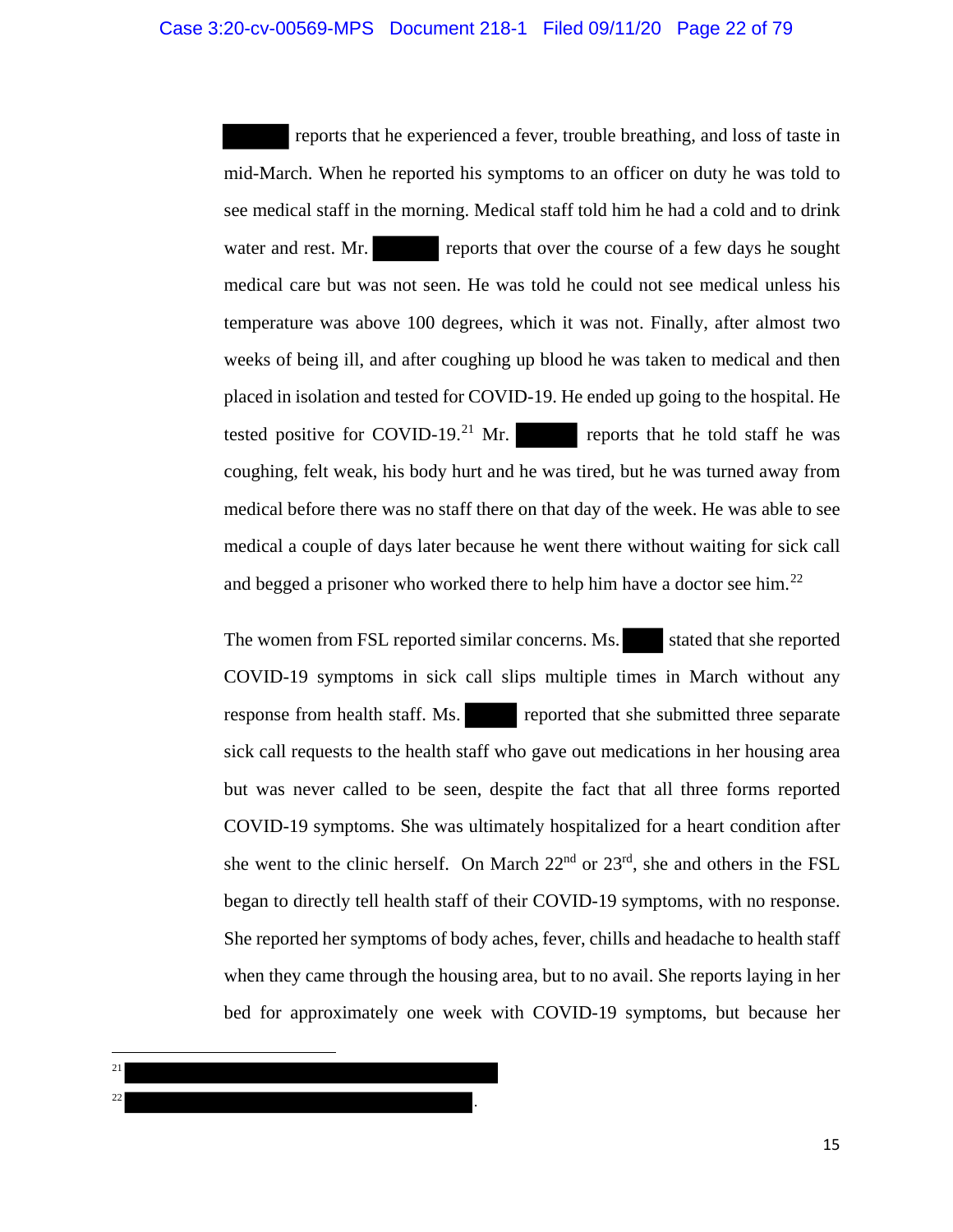█████ reports that he experienced a fever, trouble breathing, and loss of taste in mid-March. When he reported his symptoms to an officer on duty he was told to see medical staff in the morning. Medical staff told him he had a cold and to drink water and rest. Mr. █████ reports that over the course of a few days he sought medical care but was not seen. He was told he could not see medical unless his temperature was above 100 degrees, which it was not. Finally, after almost two weeks of being ill, and after coughing up blood he was taken to medical and then placed in isolation and tested for COVID-19. He ended up going to the hospital. He tested positive for COVID-19.[21] Mr. █████ reports that he told staff he was coughing, felt weak, his body hurt and he was tired, but he was turned away from medical before there was no staff there on that day of the week. He was able to see medical a couple of days later because he went there without waiting for sick call and begged a prisoner who worked there to help him have a doctor see him.[22]

The women from FSL reported similar concerns. Ms. ███ stated that she reported COVID-19 symptoms in sick call slips multiple times in March without any response from health staff. Ms. ████ reported that she submitted three separate sick call requests to the health staff who gave out medications in her housing area but was never called to be seen, despite the fact that all three forms reported COVID-19 symptoms. She was ultimately hospitalized for a heart condition after she went to the clinic herself. On March 22nd or 23rd, she and others in the FSL began to directly tell health staff of their COVID-19 symptoms, with no response. She reported her symptoms of body aches, fever, chills and headache to health staff when they came through the housing area, but to no avail. She reports laying in her bed for approximately one week with COVID-19 symptoms, but because her

---

[21] ████████████████████████████████

[22] ██████████████████████████████.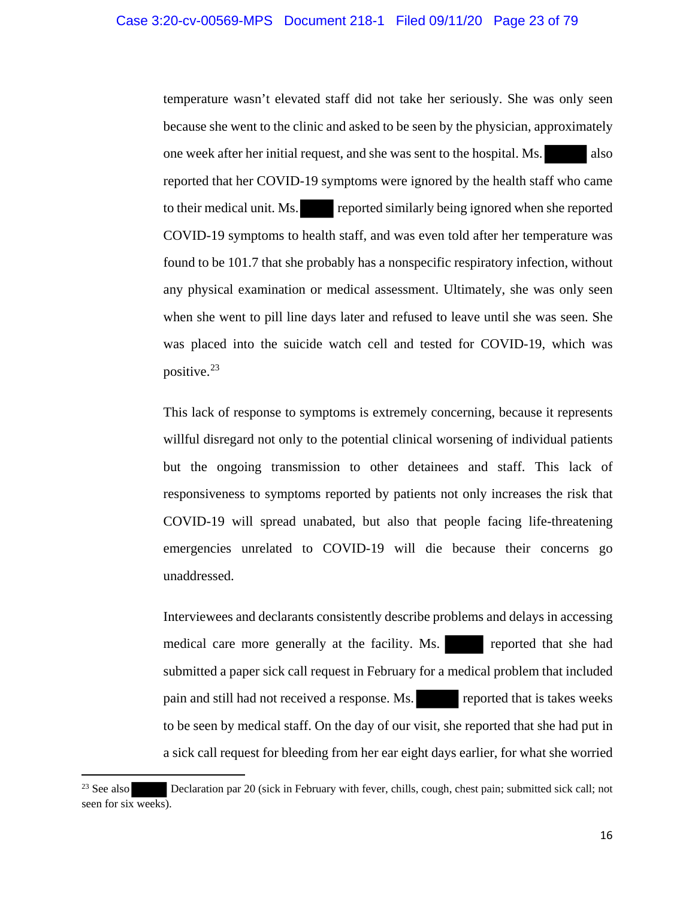temperature wasn't elevated staff did not take her seriously. She was only seen because she went to the clinic and asked to be seen by the physician, approximately one week after her initial request, and she was sent to the hospital. Ms. ██████ also reported that her COVID-19 symptoms were ignored by the health staff who came to their medical unit. Ms. ████ reported similarly being ignored when she reported COVID-19 symptoms to health staff, and was even told after her temperature was found to be 101.7 that she probably has a nonspecific respiratory infection, without any physical examination or medical assessment. Ultimately, she was only seen when she went to pill line days later and refused to leave until she was seen. She was placed into the suicide watch cell and tested for COVID-19, which was positive.[23]

This lack of response to symptoms is extremely concerning, because it represents willful disregard not only to the potential clinical worsening of individual patients but the ongoing transmission to other detainees and staff. This lack of responsiveness to symptoms reported by patients not only increases the risk that COVID-19 will spread unabated, but also that people facing life-threatening emergencies unrelated to COVID-19 will die because their concerns go unaddressed.

Interviewees and declarants consistently describe problems and delays in accessing medical care more generally at the facility. Ms. █████ reported that she had submitted a paper sick call request in February for a medical problem that included pain and still had not received a response. Ms. █████ reported that is takes weeks to be seen by medical staff. On the day of our visit, she reported that she had put in a sick call request for bleeding from her ear eight days earlier, for what she worried

---

[23] See also ████ Declaration par 20 (sick in February with fever, chills, cough, chest pain; submitted sick call; not seen for six weeks).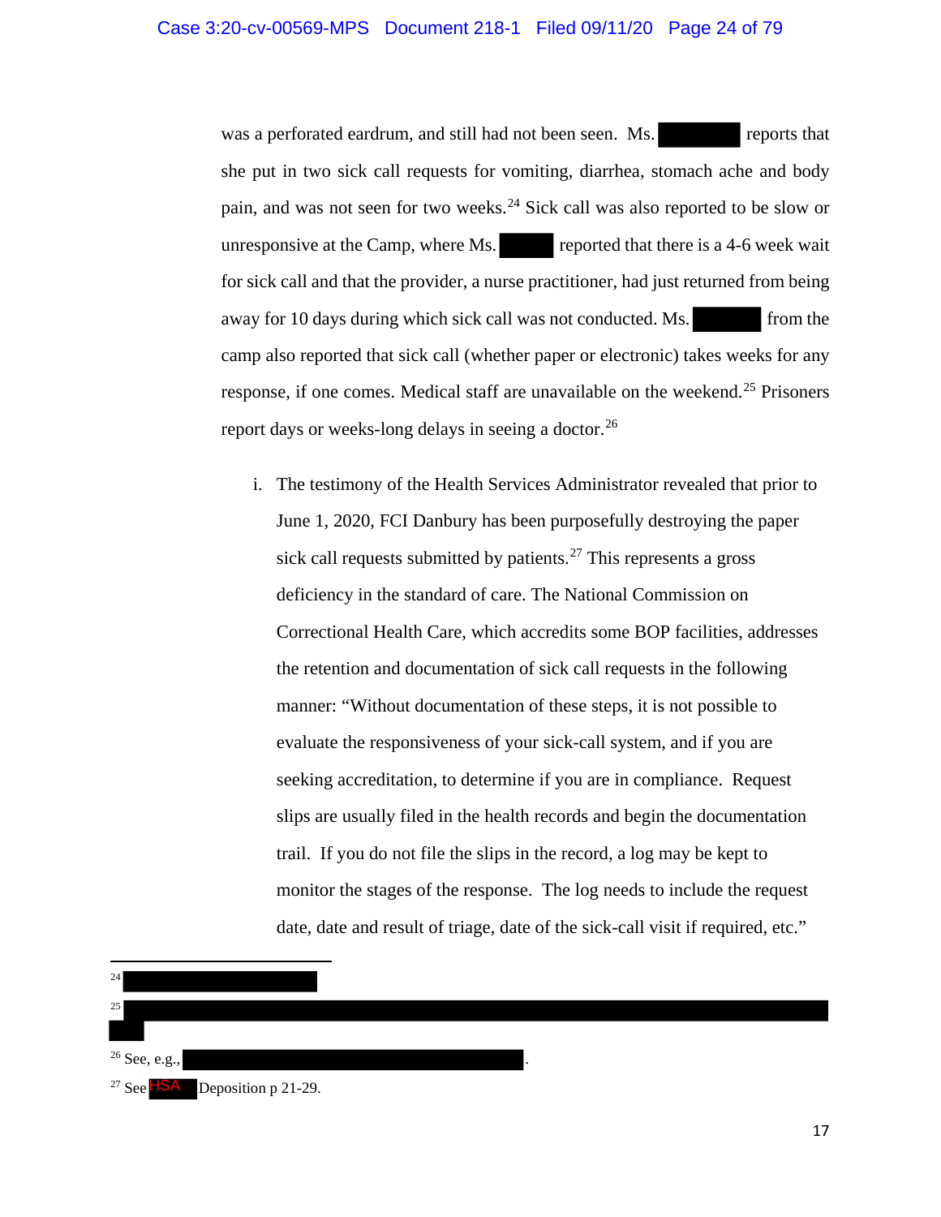was a perforated eardrum, and still had not been seen. Ms. ████████ reports that she put in two sick call requests for vomiting, diarrhea, stomach ache and body pain, and was not seen for two weeks.[24] Sick call was also reported to be slow or unresponsive at the Camp, where Ms. ████ reported that there is a 4-6 week wait for sick call and that the provider, a nurse practitioner, had just returned from being away for 10 days during which sick call was not conducted. Ms. ██████ from the camp also reported that sick call (whether paper or electronic) takes weeks for any response, if one comes. Medical staff are unavailable on the weekend.[25] Prisoners report days or weeks-long delays in seeing a doctor.[26]

i. The testimony of the Health Services Administrator revealed that prior to June 1, 2020, FCI Danbury has been purposefully destroying the paper sick call requests submitted by patients.[27] This represents a gross deficiency in the standard of care. The National Commission on Correctional Health Care, which accredits some BOP facilities, addresses the retention and documentation of sick call requests in the following manner: "Without documentation of these steps, it is not possible to evaluate the responsiveness of your sick-call system, and if you are seeking accreditation, to determine if you are in compliance. Request slips are usually filed in the health records and begin the documentation trail. If you do not file the slips in the record, a log may be kept to monitor the stages of the response. The log needs to include the request date, date and result of triage, date of the sick-call visit if required, etc."

---

[24] ████████████████

[25] ████████████████████████████████████████

[26] See, e.g., ████████████████████.

[27] See HSA Deposition p 21-29.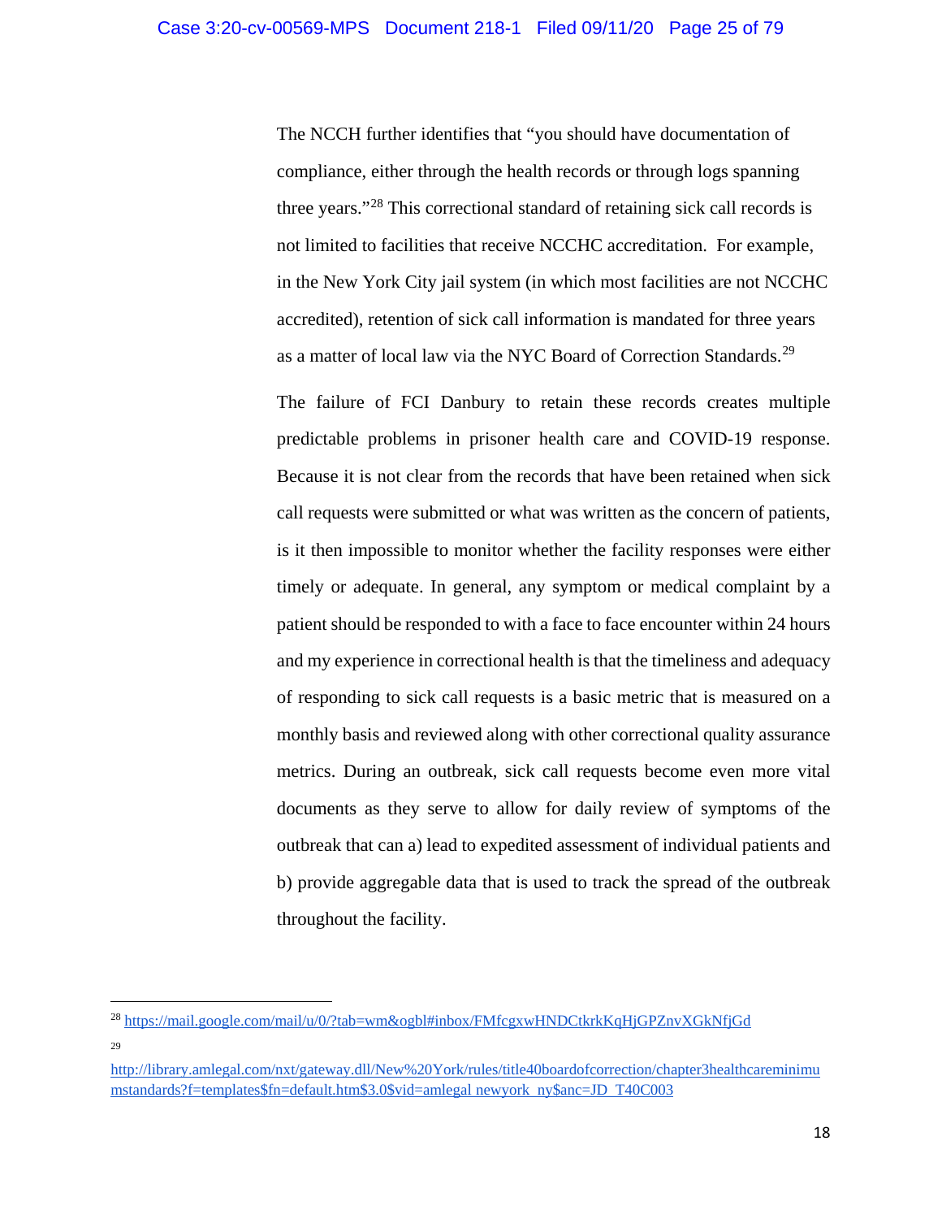The NCCH further identifies that "you should have documentation of compliance, either through the health records or through logs spanning three years."[28] This correctional standard of retaining sick call records is not limited to facilities that receive NCCHC accreditation. For example, in the New York City jail system (in which most facilities are not NCCHC accredited), retention of sick call information is mandated for three years as a matter of local law via the NYC Board of Correction Standards.[29]

The failure of FCI Danbury to retain these records creates multiple predictable problems in prisoner health care and COVID-19 response. Because it is not clear from the records that have been retained when sick call requests were submitted or what was written as the concern of patients, is it then impossible to monitor whether the facility responses were either timely or adequate. In general, any symptom or medical complaint by a patient should be responded to with a face to face encounter within 24 hours and my experience in correctional health is that the timeliness and adequacy of responding to sick call requests is a basic metric that is measured on a monthly basis and reviewed along with other correctional quality assurance metrics. During an outbreak, sick call requests become even more vital documents as they serve to allow for daily review of symptoms of the outbreak that can a) lead to expedited assessment of individual patients and b) provide aggregable data that is used to track the spread of the outbreak throughout the facility.

---

[28] https://mail.google.com/mail/u/0/?tab=wm&ogbl#inbox/FMfcgxwHNDCtkrkKqHjGPZnvXGkNfjGd

[29] http://library.amlegal.com/nxt/gateway.dll/New%20York/rules/title40boardofcorrection/chapter3healthcareminimumstandards?f=templates$fn=default.htm$3.0$vid=amlegal newyork_ny$anc=JD_T40C003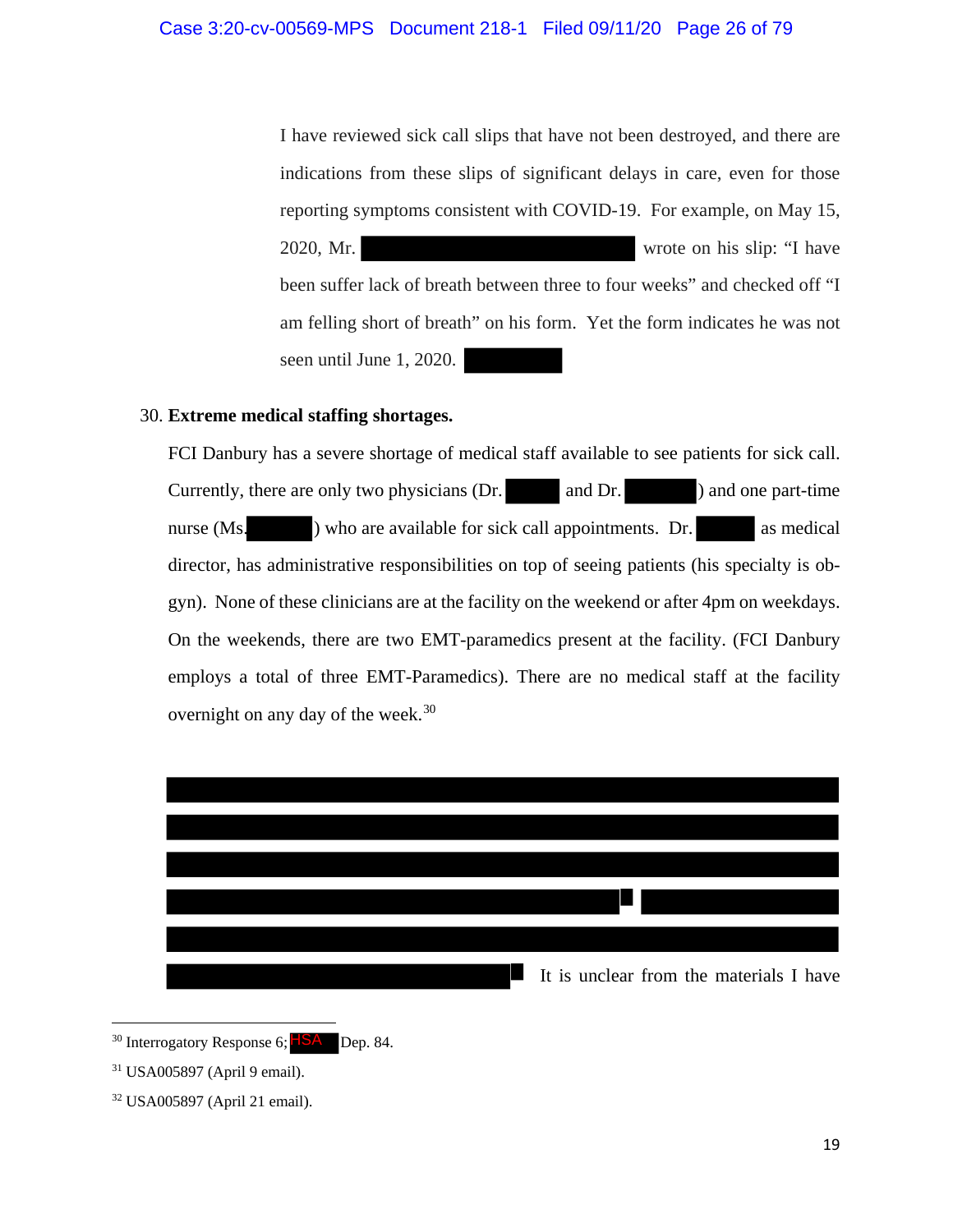I have reviewed sick call slips that have not been destroyed, and there are indications from these slips of significant delays in care, even for those reporting symptoms consistent with COVID-19. For example, on May 15, 2020, Mr. ██████████ wrote on his slip: "I have been suffer lack of breath between three to four weeks" and checked off "I am felling short of breath" on his form. Yet the form indicates he was not seen until June 1, 2020. ████

30. **Extreme medical staffing shortages.**

FCI Danbury has a severe shortage of medical staff available to see patients for sick call. Currently, there are only two physicians (Dr. ████ and Dr. ████) and one part-time nurse (Ms. ████) who are available for sick call appointments. Dr. ████ as medical director, has administrative responsibilities on top of seeing patients (his specialty is ob-gyn). None of these clinicians are at the facility on the weekend or after 4pm on weekdays. On the weekends, there are two EMT-paramedics present at the facility. (FCI Danbury employs a total of three EMT-Paramedics). There are no medical staff at the facility overnight on any day of the week.[30]

████████████████████████████████████████ ████████████████████████████████████████ ████████████████████████████████████████ ██████████████████████████[31] ████████████ ████████████████████████████████████████ ████████████████████[32] It is unclear from the materials I have

---

[30] Interrogatory Response 6; HSA Dep. 84.

[31] USA005897 (April 9 email).

[32] USA005897 (April 21 email).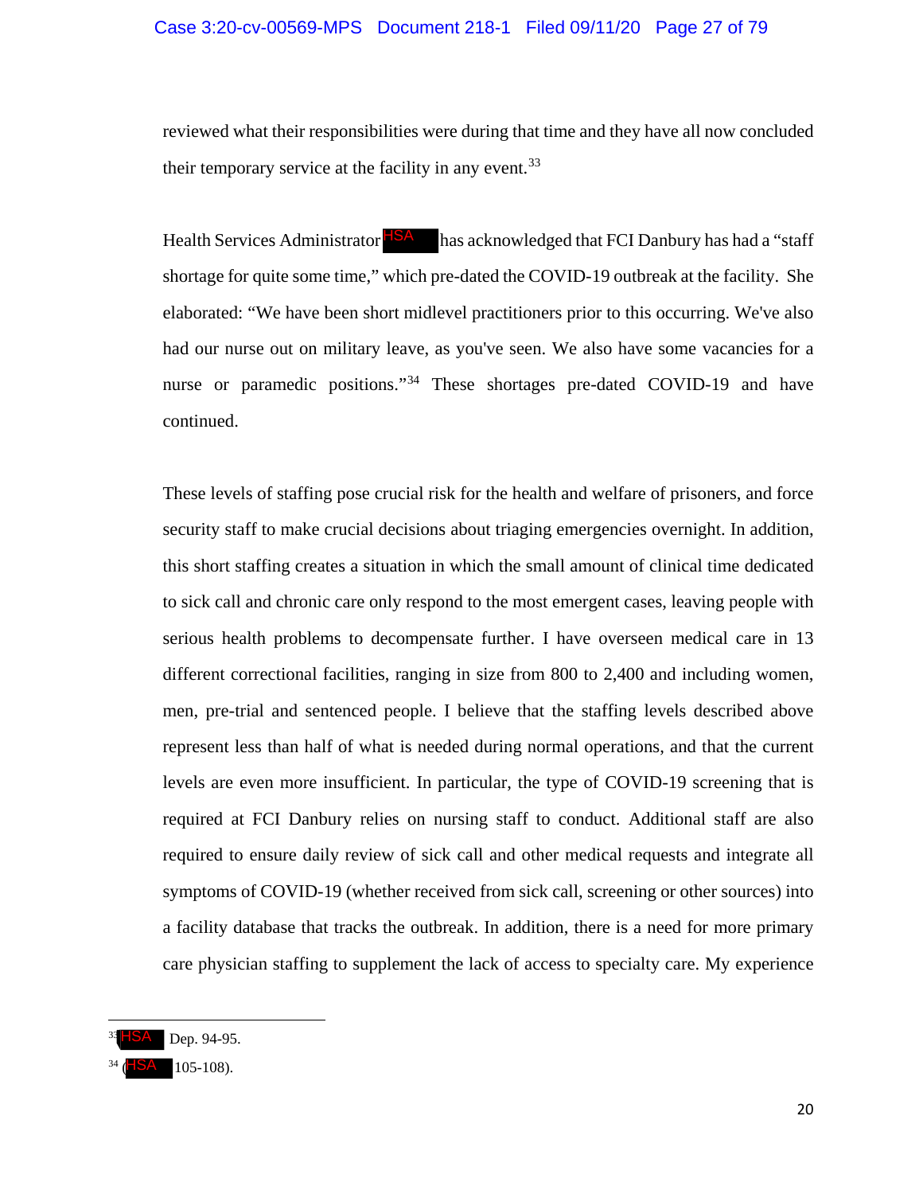reviewed what their responsibilities were during that time and they have all now concluded their temporary service at the facility in any event.[33]

Health Services Administrator HSA has acknowledged that FCI Danbury has had a "staff shortage for quite some time," which pre-dated the COVID-19 outbreak at the facility. She elaborated: "We have been short midlevel practitioners prior to this occurring. We've also had our nurse out on military leave, as you've seen. We also have some vacancies for a nurse or paramedic positions."[34] These shortages pre-dated COVID-19 and have continued.

These levels of staffing pose crucial risk for the health and welfare of prisoners, and force security staff to make crucial decisions about triaging emergencies overnight. In addition, this short staffing creates a situation in which the small amount of clinical time dedicated to sick call and chronic care only respond to the most emergent cases, leaving people with serious health problems to decompensate further. I have overseen medical care in 13 different correctional facilities, ranging in size from 800 to 2,400 and including women, men, pre-trial and sentenced people. I believe that the staffing levels described above represent less than half of what is needed during normal operations, and that the current levels are even more insufficient. In particular, the type of COVID-19 screening that is required at FCI Danbury relies on nursing staff to conduct. Additional staff are also required to ensure daily review of sick call and other medical requests and integrate all symptoms of COVID-19 (whether received from sick call, screening or other sources) into a facility database that tracks the outbreak. In addition, there is a need for more primary care physician staffing to supplement the lack of access to specialty care. My experience

---

[33] HSA Dep. 94-95.

[34] (HSA 105-108).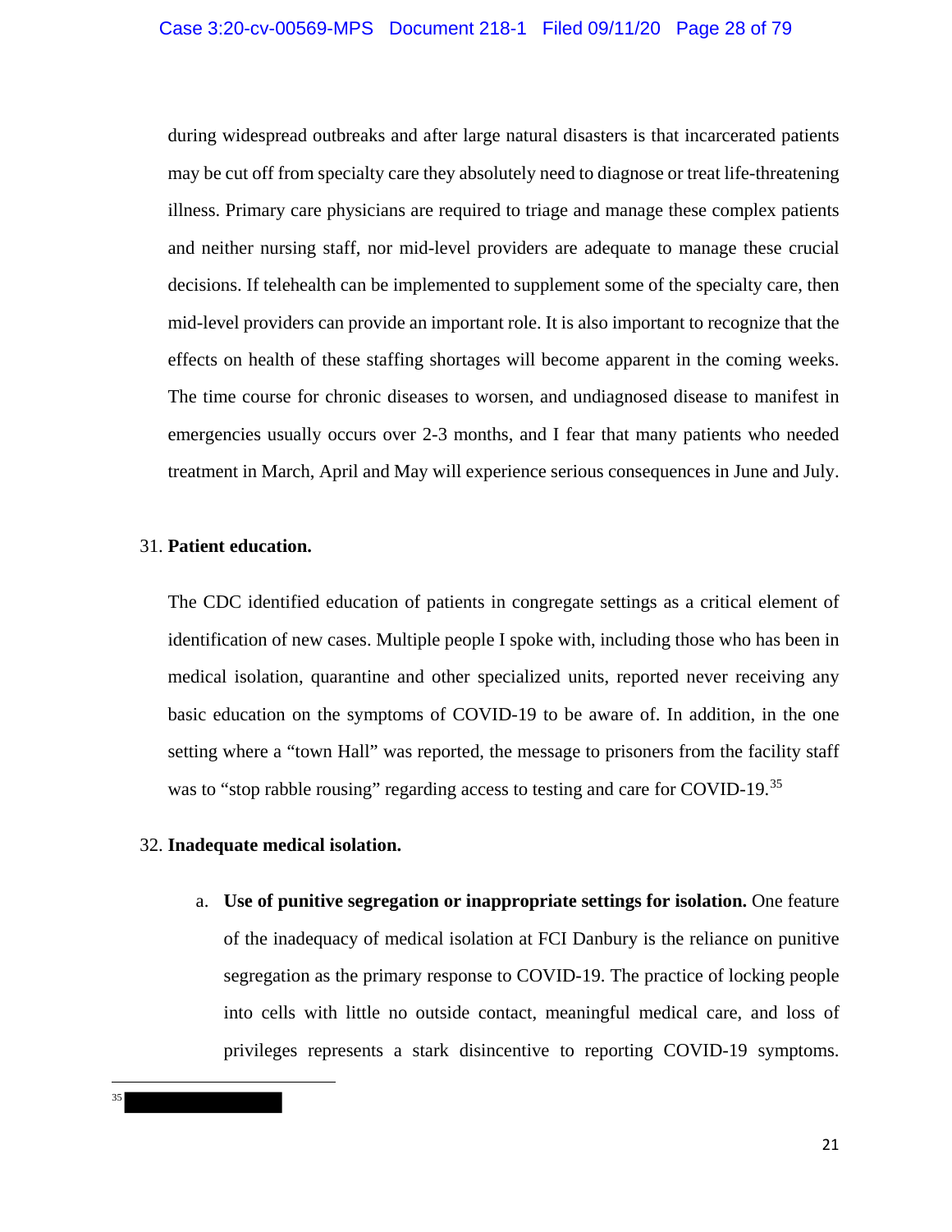during widespread outbreaks and after large natural disasters is that incarcerated patients may be cut off from specialty care they absolutely need to diagnose or treat life-threatening illness. Primary care physicians are required to triage and manage these complex patients and neither nursing staff, nor mid-level providers are adequate to manage these crucial decisions. If telehealth can be implemented to supplement some of the specialty care, then mid-level providers can provide an important role. It is also important to recognize that the effects on health of these staffing shortages will become apparent in the coming weeks. The time course for chronic diseases to worsen, and undiagnosed disease to manifest in emergencies usually occurs over 2-3 months, and I fear that many patients who needed treatment in March, April and May will experience serious consequences in June and July.

31. **Patient education.**

The CDC identified education of patients in congregate settings as a critical element of identification of new cases. Multiple people I spoke with, including those who has been in medical isolation, quarantine and other specialized units, reported never receiving any basic education on the symptoms of COVID-19 to be aware of. In addition, in the one setting where a "town Hall" was reported, the message to prisoners from the facility staff was to "stop rabble rousing" regarding access to testing and care for COVID-19.[35]

32. **Inadequate medical isolation.**

a. **Use of punitive segregation or inappropriate settings for isolation.** One feature of the inadequacy of medical isolation at FCI Danbury is the reliance on punitive segregation as the primary response to COVID-19. The practice of locking people into cells with little no outside contact, meaningful medical care, and loss of privileges represents a stark disincentive to reporting COVID-19 symptoms.

[35] [REDACTED]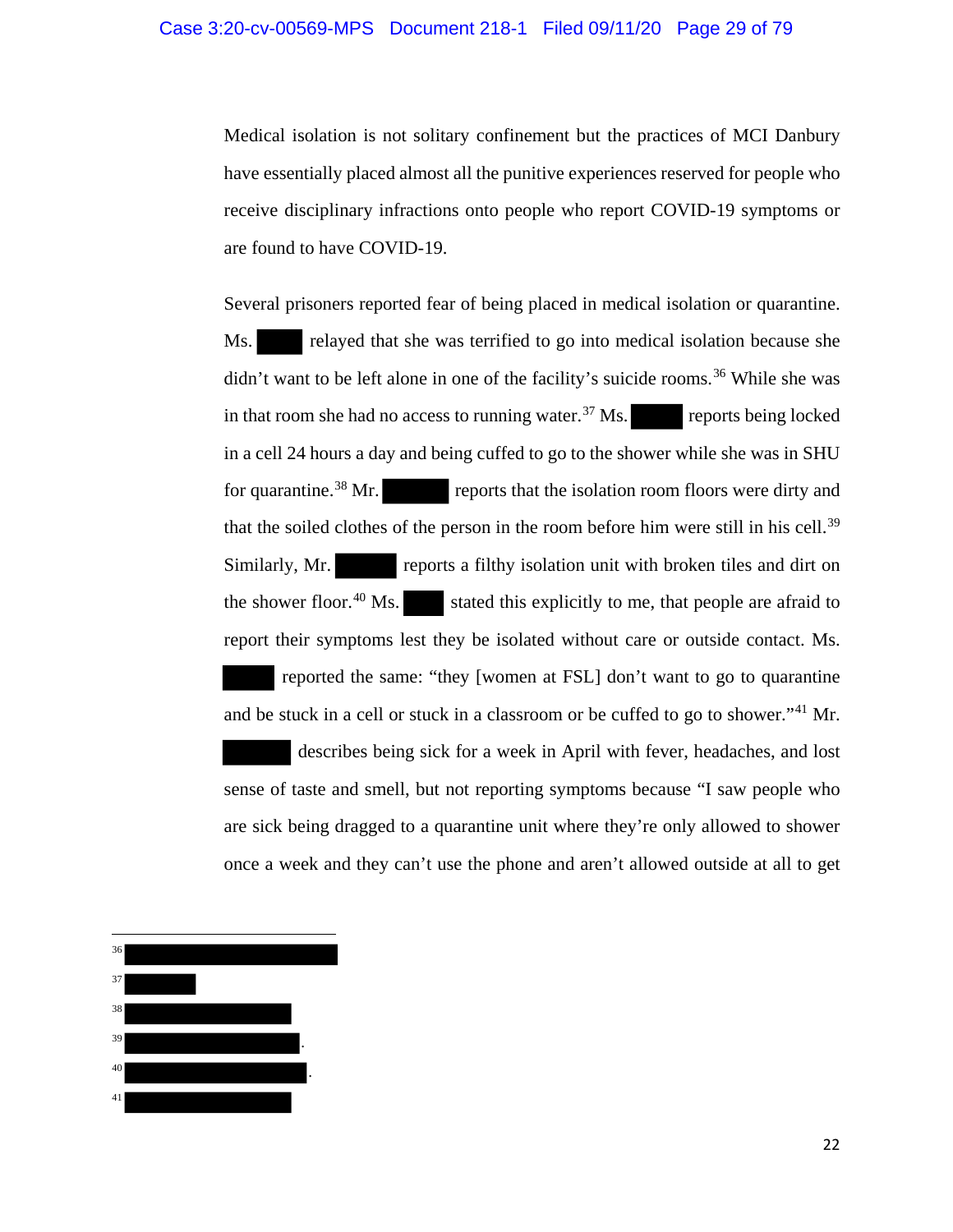Medical isolation is not solitary confinement but the practices of MCI Danbury have essentially placed almost all the punitive experiences reserved for people who receive disciplinary infractions onto people who report COVID-19 symptoms or are found to have COVID-19.

Several prisoners reported fear of being placed in medical isolation or quarantine. Ms. ██████ relayed that she was terrified to go into medical isolation because she didn't want to be left alone in one of the facility's suicide rooms.[36] While she was in that room she had no access to running water.[37] Ms. ██████ reports being locked in a cell 24 hours a day and being cuffed to go to the shower while she was in SHU for quarantine.[38] Mr. ██████ reports that the isolation room floors were dirty and that the soiled clothes of the person in the room before him were still in his cell.[39] Similarly, Mr. ██████ reports a filthy isolation unit with broken tiles and dirt on the shower floor.[40] Ms. ██████ stated this explicitly to me, that people are afraid to report their symptoms lest they be isolated without care or outside contact. Ms. ██████ reported the same: "they [women at FSL] don't want to go to quarantine and be stuck in a cell or stuck in a classroom or be cuffed to go to shower."[41] Mr. ██████ describes being sick for a week in April with fever, headaches, and lost sense of taste and smell, but not reporting symptoms because "I saw people who are sick being dragged to a quarantine unit where they're only allowed to shower once a week and they can't use the phone and aren't allowed outside at all to get

---

36 ██████████████████

37 ██████

38 ██████████████

39 ██████████████.

40 ███████████████.

41 ██████████████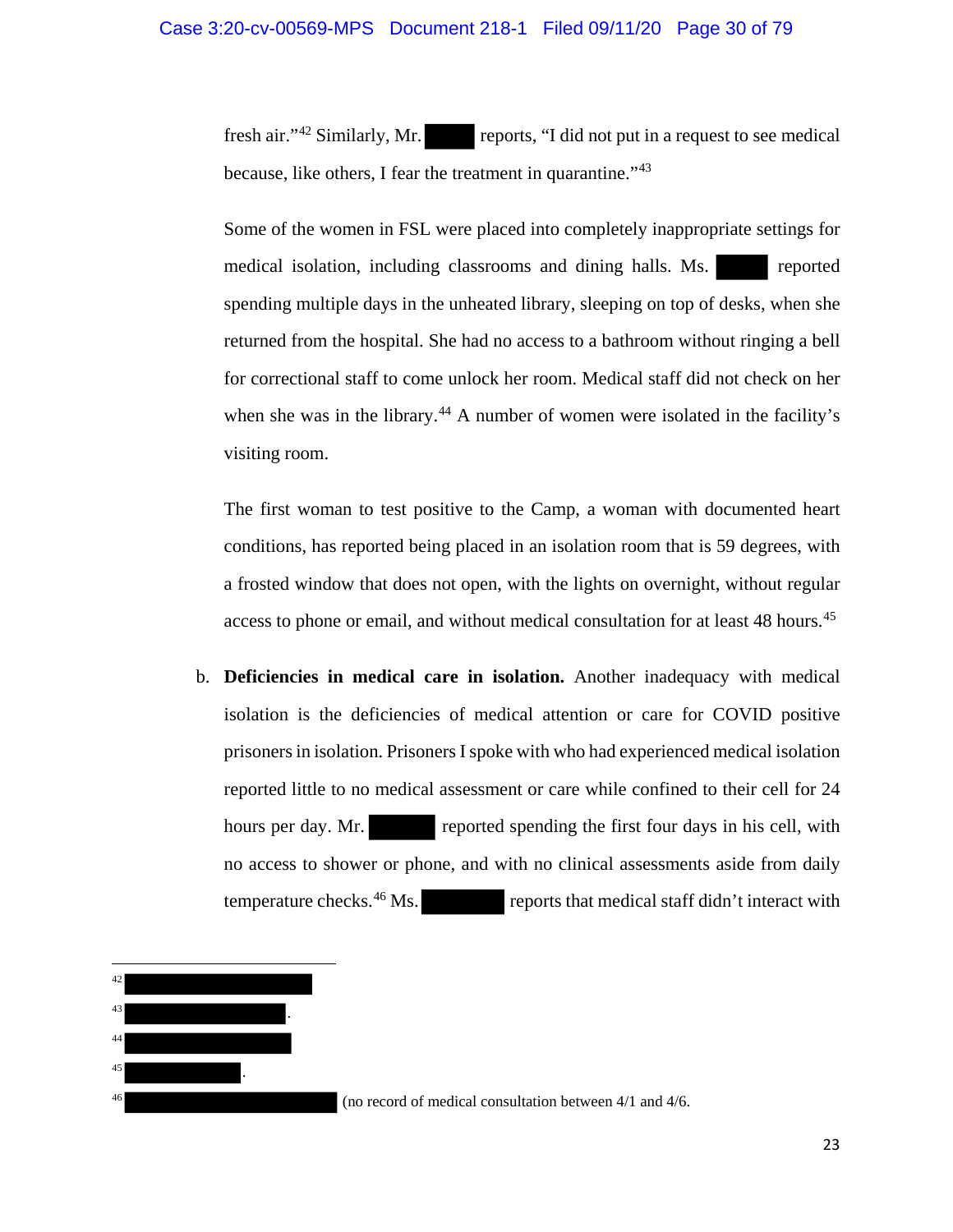fresh air."[42] Similarly, Mr. ████ reports, "I did not put in a request to see medical because, like others, I fear the treatment in quarantine."[43]

Some of the women in FSL were placed into completely inappropriate settings for medical isolation, including classrooms and dining halls. Ms. ████ reported spending multiple days in the unheated library, sleeping on top of desks, when she returned from the hospital. She had no access to a bathroom without ringing a bell for correctional staff to come unlock her room. Medical staff did not check on her when she was in the library.[44] A number of women were isolated in the facility's visiting room.

The first woman to test positive to the Camp, a woman with documented heart conditions, has reported being placed in an isolation room that is 59 degrees, with a frosted window that does not open, with the lights on overnight, without regular access to phone or email, and without medical consultation for at least 48 hours.[45]

b. **Deficiencies in medical care in isolation.** Another inadequacy with medical isolation is the deficiencies of medical attention or care for COVID positive prisoners in isolation. Prisoners I spoke with who had experienced medical isolation reported little to no medical assessment or care while confined to their cell for 24 hours per day. Mr. ████ reported spending the first four days in his cell, with no access to shower or phone, and with no clinical assessments aside from daily temperature checks.[46] Ms. ████ reports that medical staff didn't interact with

---

[42] ████

[43] ████.

[44] ████

[45] ████.

[46] ████ (no record of medical consultation between 4/1 and 4/6.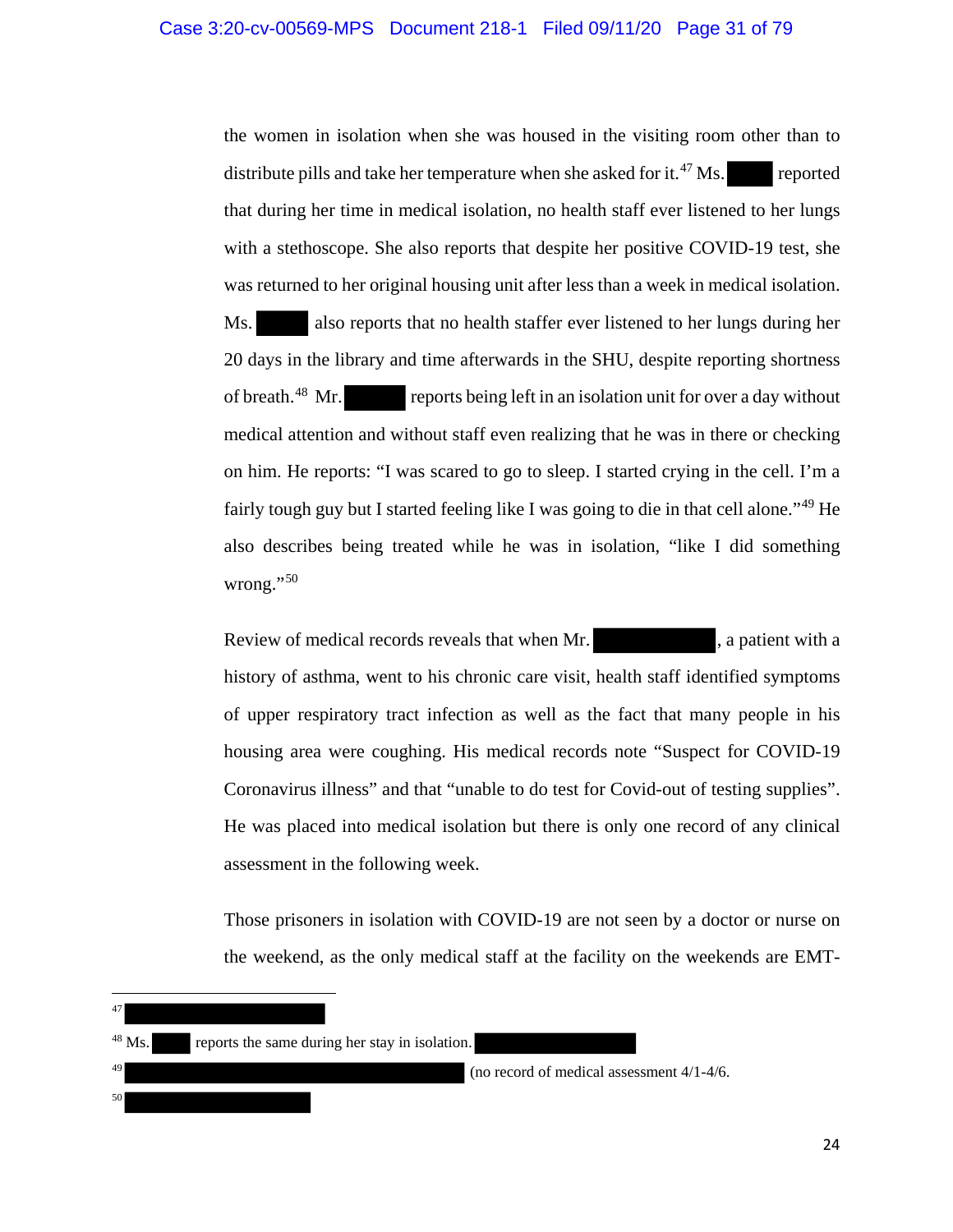the women in isolation when she was housed in the visiting room other than to distribute pills and take her temperature when she asked for it.[47] Ms. ███ reported that during her time in medical isolation, no health staff ever listened to her lungs with a stethoscope. She also reports that despite her positive COVID-19 test, she was returned to her original housing unit after less than a week in medical isolation. Ms. ███ also reports that no health staffer ever listened to her lungs during her 20 days in the library and time afterwards in the SHU, despite reporting shortness of breath.[48] Mr. ███ reports being left in an isolation unit for over a day without medical attention and without staff even realizing that he was in there or checking on him. He reports: "I was scared to go to sleep. I started crying in the cell. I'm a fairly tough guy but I started feeling like I was going to die in that cell alone."[49] He also describes being treated while he was in isolation, "like I did something wrong."[50]

Review of medical records reveals that when Mr. ███, a patient with a history of asthma, went to his chronic care visit, health staff identified symptoms of upper respiratory tract infection as well as the fact that many people in his housing area were coughing. His medical records note "Suspect for COVID-19 Coronavirus illness" and that "unable to do test for Covid-out of testing supplies". He was placed into medical isolation but there is only one record of any clinical assessment in the following week.

Those prisoners in isolation with COVID-19 are not seen by a doctor or nurse on the weekend, as the only medical staff at the facility on the weekends are EMT-

---

[47] ███

[48] Ms. ███ reports the same during her stay in isolation. ███

[49] ███ (no record of medical assessment 4/1-4/6.

[50] ███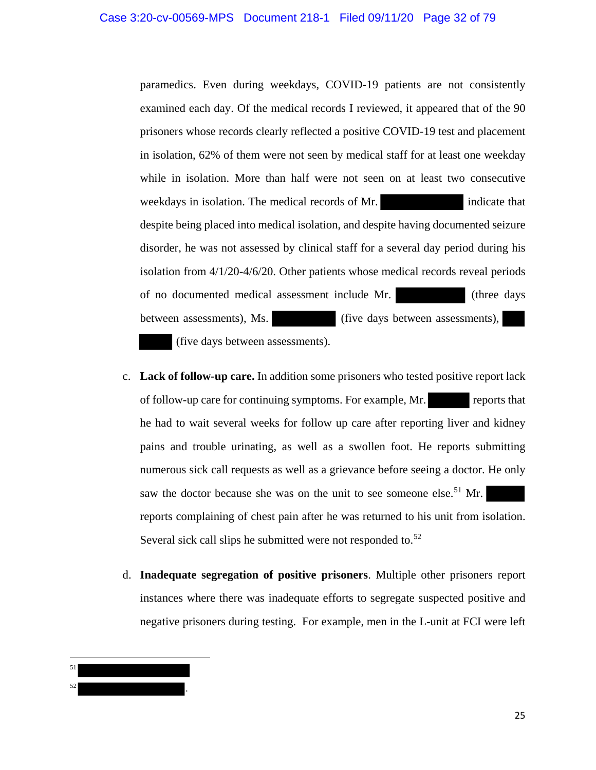paramedics. Even during weekdays, COVID-19 patients are not consistently examined each day. Of the medical records I reviewed, it appeared that of the 90 prisoners whose records clearly reflected a positive COVID-19 test and placement in isolation, 62% of them were not seen by medical staff for at least one weekday while in isolation. More than half were not seen on at least two consecutive weekdays in isolation. The medical records of Mr. ██████ indicate that despite being placed into medical isolation, and despite having documented seizure disorder, he was not assessed by clinical staff for a several day period during his isolation from 4/1/20-4/6/20. Other patients whose medical records reveal periods of no documented medical assessment include Mr. ██████ (three days between assessments), Ms. ██████ (five days between assessments), ██████ (five days between assessments).

c. **Lack of follow-up care.** In addition some prisoners who tested positive report lack of follow-up care for continuing symptoms. For example, Mr. ██████ reports that he had to wait several weeks for follow up care after reporting liver and kidney pains and trouble urinating, as well as a swollen foot. He reports submitting numerous sick call requests as well as a grievance before seeing a doctor. He only saw the doctor because she was on the unit to see someone else.[51] Mr. ██████ reports complaining of chest pain after he was returned to his unit from isolation. Several sick call slips he submitted were not responded to.[52]

d. **Inadequate segregation of positive prisoners**. Multiple other prisoners report instances where there was inadequate efforts to segregate suspected positive and negative prisoners during testing. For example, men in the L-unit at FCI were left

---

[51] ██████

[52] ██████.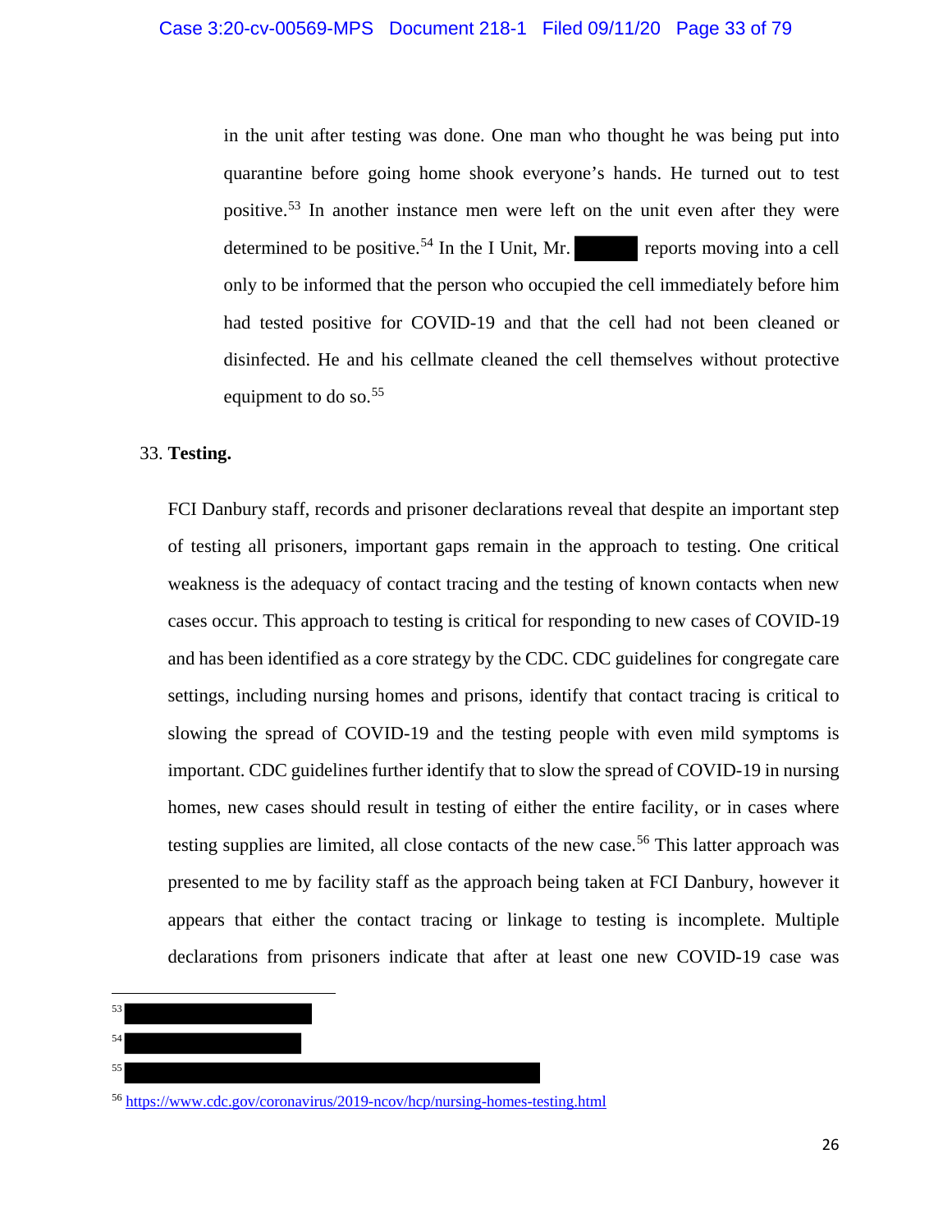in the unit after testing was done. One man who thought he was being put into quarantine before going home shook everyone's hands. He turned out to test positive.[53] In another instance men were left on the unit even after they were determined to be positive.[54] In the I Unit, Mr. ██████ reports moving into a cell only to be informed that the person who occupied the cell immediately before him had tested positive for COVID-19 and that the cell had not been cleaned or disinfected. He and his cellmate cleaned the cell themselves without protective equipment to do so.[55]

33. **Testing.**

FCI Danbury staff, records and prisoner declarations reveal that despite an important step of testing all prisoners, important gaps remain in the approach to testing. One critical weakness is the adequacy of contact tracing and the testing of known contacts when new cases occur. This approach to testing is critical for responding to new cases of COVID-19 and has been identified as a core strategy by the CDC. CDC guidelines for congregate care settings, including nursing homes and prisons, identify that contact tracing is critical to slowing the spread of COVID-19 and the testing people with even mild symptoms is important. CDC guidelines further identify that to slow the spread of COVID-19 in nursing homes, new cases should result in testing of either the entire facility, or in cases where testing supplies are limited, all close contacts of the new case.[56] This latter approach was presented to me by facility staff as the approach being taken at FCI Danbury, however it appears that either the contact tracing or linkage to testing is incomplete. Multiple declarations from prisoners indicate that after at least one new COVID-19 case was

---

[53] ██████████████████

[54] █████████████████

[55] ████████████████████████████████████████

[56] https://www.cdc.gov/coronavirus/2019-ncov/hcp/nursing-homes-testing.html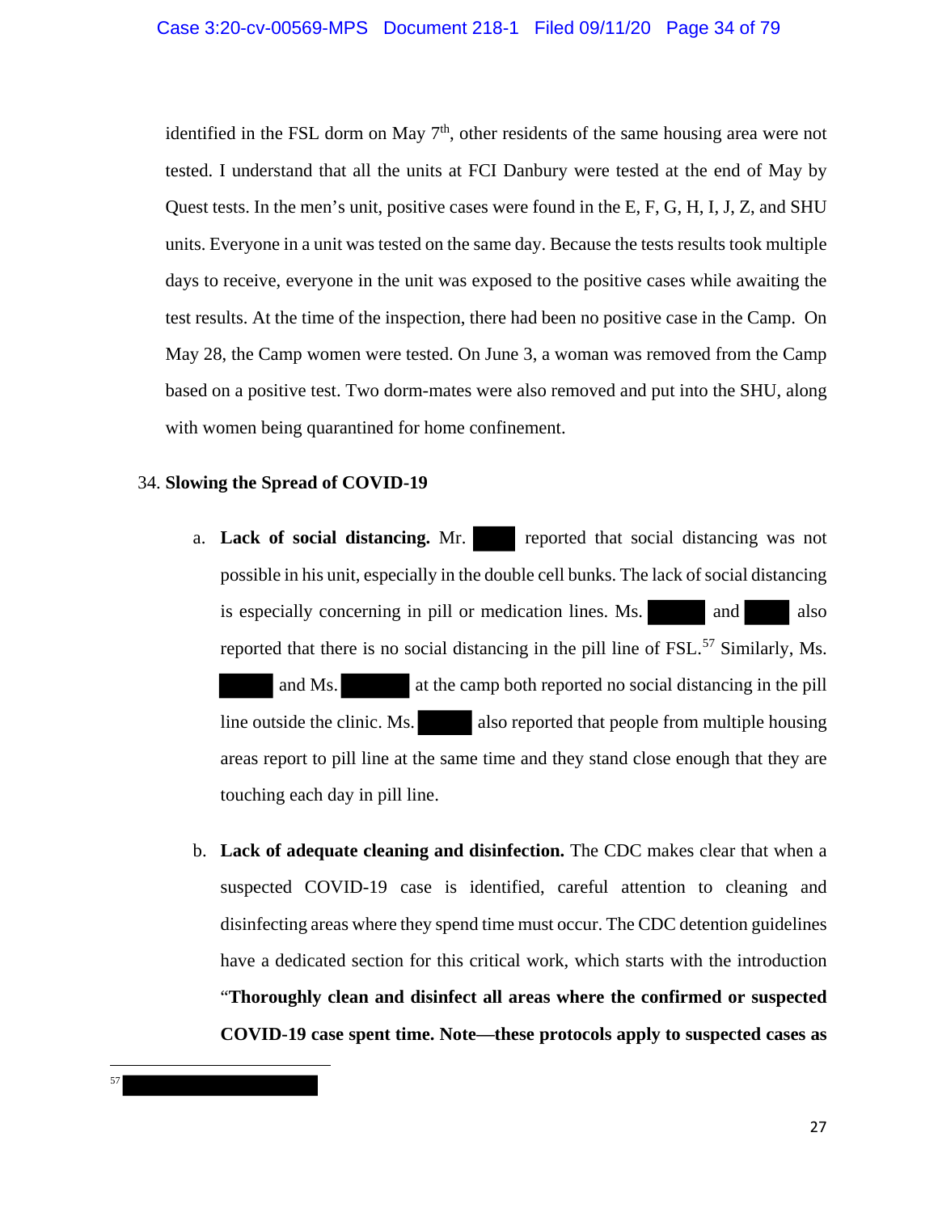identified in the FSL dorm on May 7th, other residents of the same housing area were not tested. I understand that all the units at FCI Danbury were tested at the end of May by Quest tests. In the men's unit, positive cases were found in the E, F, G, H, I, J, Z, and SHU units. Everyone in a unit was tested on the same day. Because the tests results took multiple days to receive, everyone in the unit was exposed to the positive cases while awaiting the test results. At the time of the inspection, there had been no positive case in the Camp. On May 28, the Camp women were tested. On June 3, a woman was removed from the Camp based on a positive test. Two dorm-mates were also removed and put into the SHU, along with women being quarantined for home confinement.

34. **Slowing the Spread of COVID-19**

a. **Lack of social distancing.** Mr. ████ reported that social distancing was not possible in his unit, especially in the double cell bunks. The lack of social distancing is especially concerning in pill or medication lines. Ms. ████ and ████ also reported that there is no social distancing in the pill line of FSL.[57] Similarly, Ms. ████ and Ms. ████ at the camp both reported no social distancing in the pill line outside the clinic. Ms. ████ also reported that people from multiple housing areas report to pill line at the same time and they stand close enough that they are touching each day in pill line.

b. **Lack of adequate cleaning and disinfection.** The CDC makes clear that when a suspected COVID-19 case is identified, careful attention to cleaning and disinfecting areas where they spend time must occur. The CDC detention guidelines have a dedicated section for this critical work, which starts with the introduction "**Thoroughly clean and disinfect all areas where the confirmed or suspected COVID-19 case spent time. Note—these protocols apply to suspected cases as**

---

[57] ████████████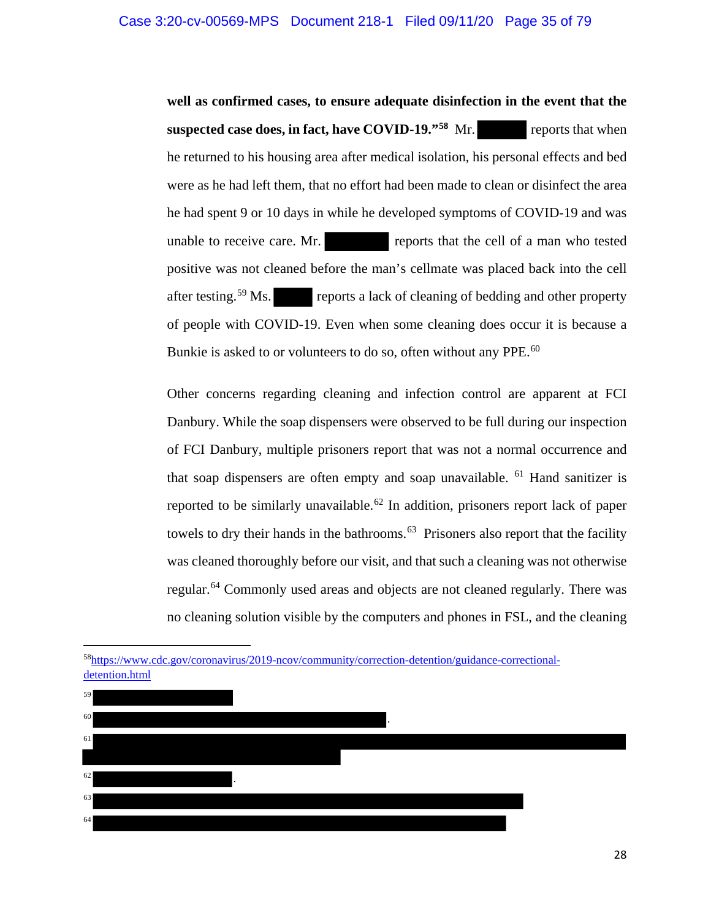**well as confirmed cases, to ensure adequate disinfection in the event that the suspected case does, in fact, have COVID-19."**[58] Mr. ██████ reports that when he returned to his housing area after medical isolation, his personal effects and bed were as he had left them, that no effort had been made to clean or disinfect the area he had spent 9 or 10 days in while he developed symptoms of COVID-19 and was unable to receive care. Mr. ██████ reports that the cell of a man who tested positive was not cleaned before the man's cellmate was placed back into the cell after testing.[59] Ms. ████ reports a lack of cleaning of bedding and other property of people with COVID-19. Even when some cleaning does occur it is because a Bunkie is asked to or volunteers to do so, often without any PPE.[60]

Other concerns regarding cleaning and infection control are apparent at FCI Danbury. While the soap dispensers were observed to be full during our inspection of FCI Danbury, multiple prisoners report that was not a normal occurrence and that soap dispensers are often empty and soap unavailable. [61] Hand sanitizer is reported to be similarly unavailable.[62] In addition, prisoners report lack of paper towels to dry their hands in the bathrooms.[63] Prisoners also report that the facility was cleaned thoroughly before our visit, and that such a cleaning was not otherwise regular.[64] Commonly used areas and objects are not cleaned regularly. There was no cleaning solution visible by the computers and phones in FSL, and the cleaning

---

[58] https://www.cdc.gov/coronavirus/2019-ncov/community/correction-detention/guidance-correctional-detention.html

[59] ██████████

[60] ██████████.

[61] ██████████

[62] ██████████.

[63] ██████████

[64] ██████████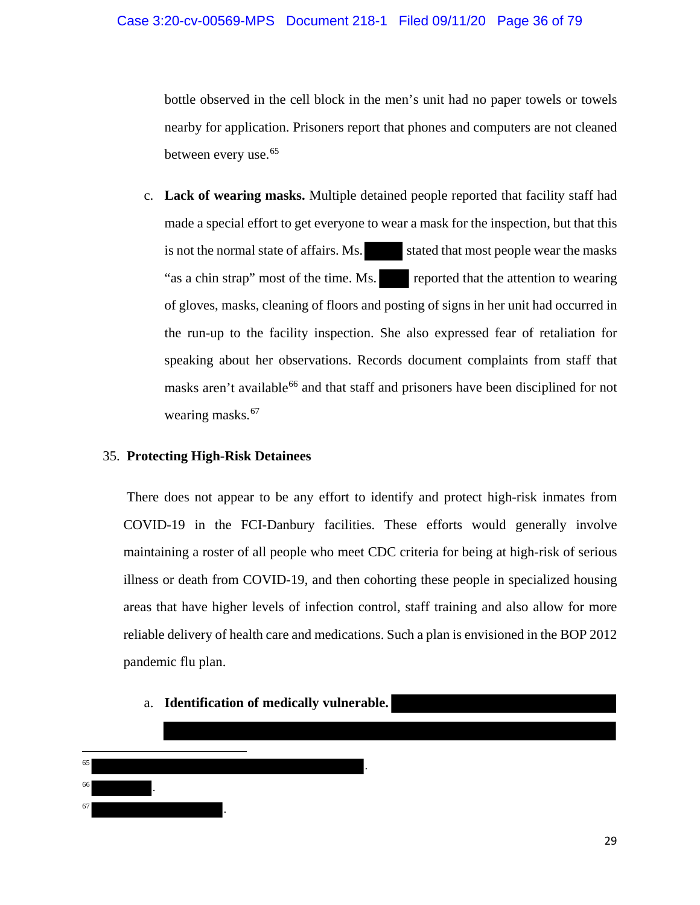bottle observed in the cell block in the men's unit had no paper towels or towels nearby for application. Prisoners report that phones and computers are not cleaned between every use.[65]

c. **Lack of wearing masks.** Multiple detained people reported that facility staff had made a special effort to get everyone to wear a mask for the inspection, but that this is not the normal state of affairs. Ms. ████ stated that most people wear the masks "as a chin strap" most of the time. Ms. ████ reported that the attention to wearing of gloves, masks, cleaning of floors and posting of signs in her unit had occurred in the run-up to the facility inspection. She also expressed fear of retaliation for speaking about her observations. Records document complaints from staff that masks aren't available[66] and that staff and prisoners have been disciplined for not wearing masks.[67]

35. **Protecting High-Risk Detainees**

There does not appear to be any effort to identify and protect high-risk inmates from COVID-19 in the FCI-Danbury facilities. These efforts would generally involve maintaining a roster of all people who meet CDC criteria for being at high-risk of serious illness or death from COVID-19, and then cohorting these people in specialized housing areas that have higher levels of infection control, staff training and also allow for more reliable delivery of health care and medications. Such a plan is envisioned in the BOP 2012 pandemic flu plan.

a. **Identification of medically vulnerable.** ████████████████████

████████████████████████████████████

---

[65] ████████████████████████.

[66] ██████.

[67] ████████████.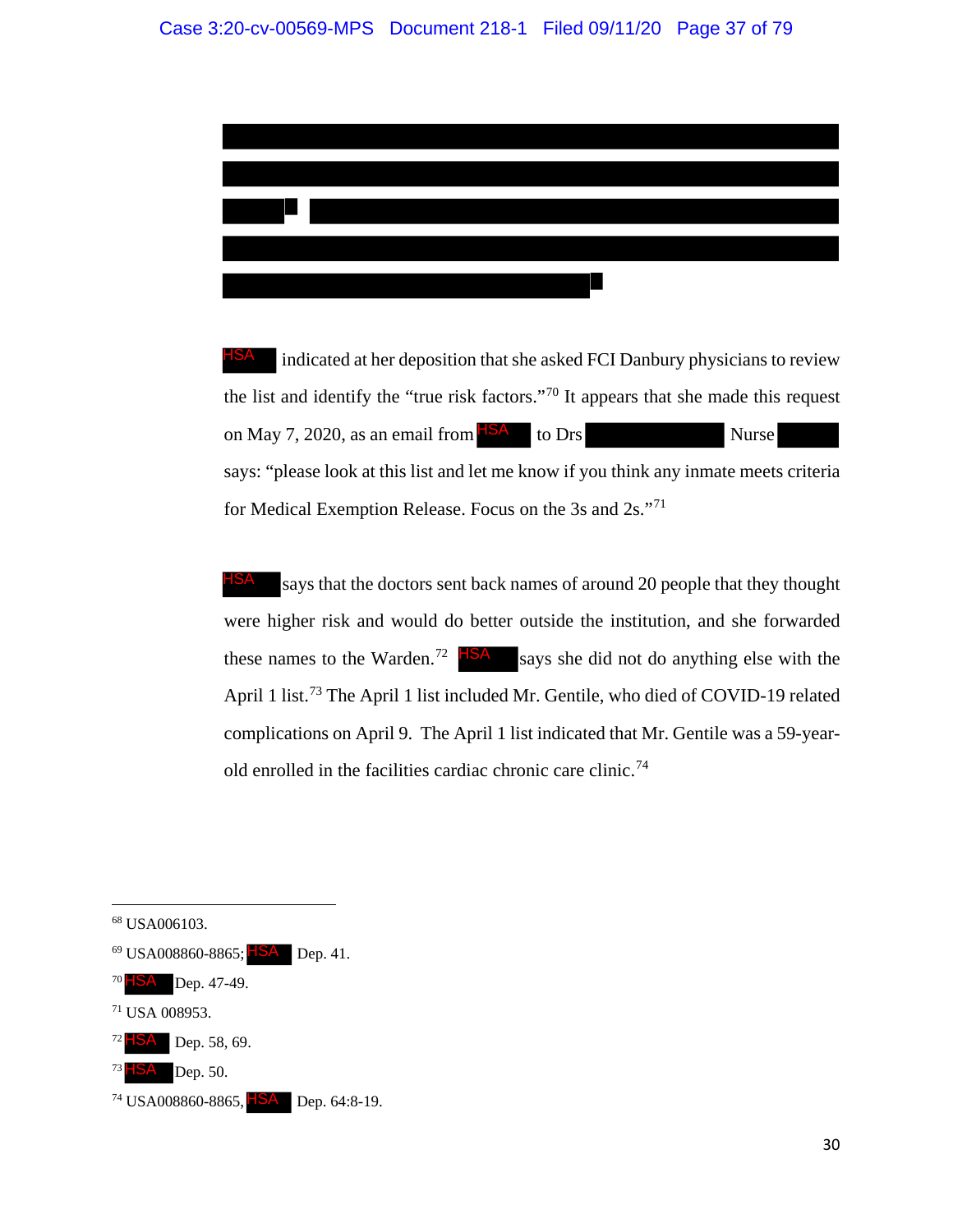HSA indicated at her deposition that she asked FCI Danbury physicians to review the list and identify the "true risk factors."[70] It appears that she made this request on May 7, 2020, as an email from HSA to Drs Nurse says: "please look at this list and let me know if you think any inmate meets criteria for Medical Exemption Release. Focus on the 3s and 2s."[71]

HSA says that the doctors sent back names of around 20 people that they thought were higher risk and would do better outside the institution, and she forwarded these names to the Warden.[72] HSA says she did not do anything else with the April 1 list.[73] The April 1 list included Mr. Gentile, who died of COVID-19 related complications on April 9. The April 1 list indicated that Mr. Gentile was a 59-year-old enrolled in the facilities cardiac chronic care clinic.[74]

---

[68] USA006103.

[69] USA008860-8865; HSA Dep. 41.

[70] HSA Dep. 47-49.

[71] USA 008953.

[72] HSA Dep. 58, 69.

[73] HSA Dep. 50.

[74] USA008860-8865, HSA Dep. 64:8-19.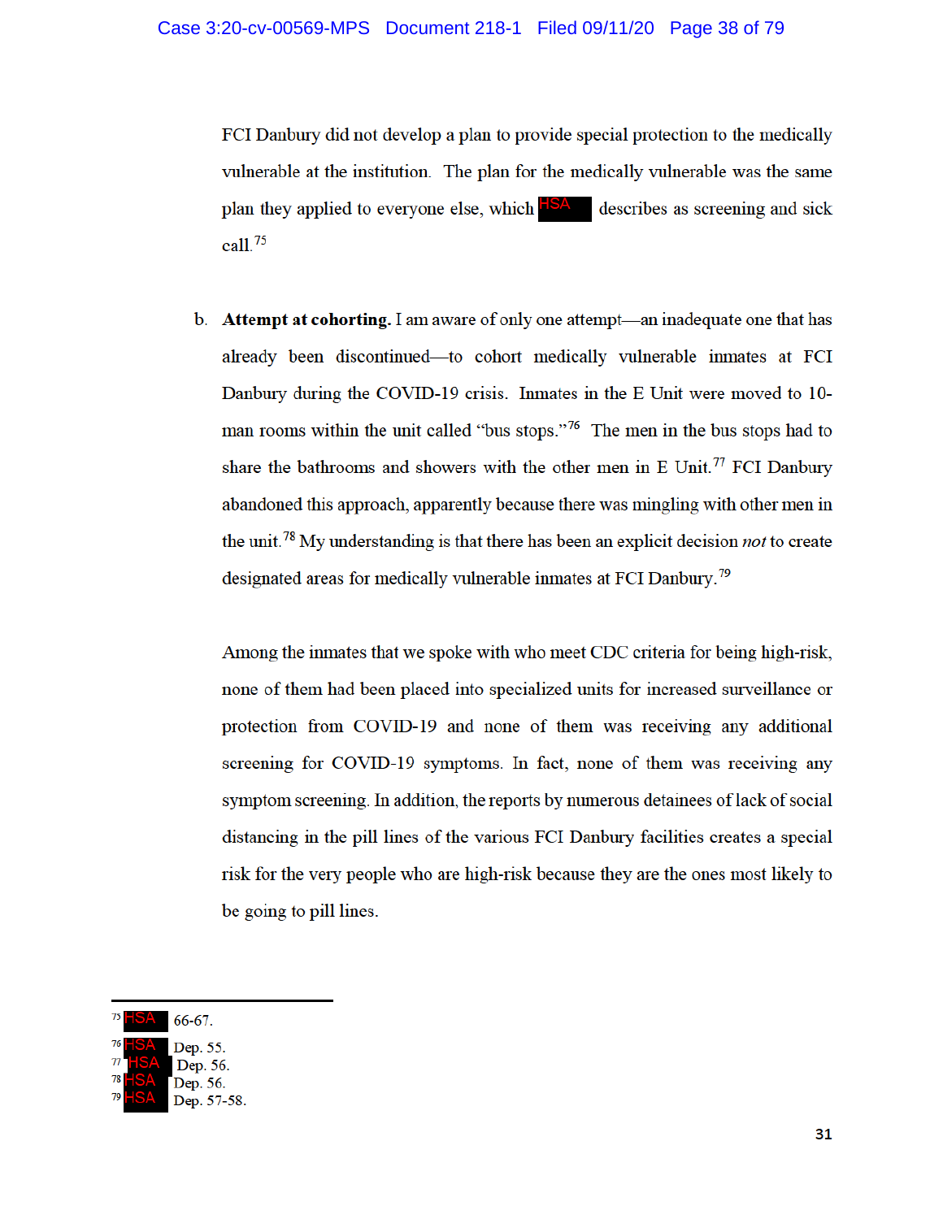FCI Danbury did not develop a plan to provide special protection to the medically vulnerable at the institution. The plan for the medically vulnerable was the same plan they applied to everyone else, which HSA describes as screening and sick call.[75]

b. **Attempt at cohorting.** I am aware of only one attempt—an inadequate one that has already been discontinued—to cohort medically vulnerable inmates at FCI Danbury during the COVID-19 crisis. Inmates in the E Unit were moved to 10-man rooms within the unit called "bus stops."[76] The men in the bus stops had to share the bathrooms and showers with the other men in E Unit.[77] FCI Danbury abandoned this approach, apparently because there was mingling with other men in the unit.[78] My understanding is that there has been an explicit decision *not* to create designated areas for medically vulnerable inmates at FCI Danbury.[79]

Among the inmates that we spoke with who meet CDC criteria for being high-risk, none of them had been placed into specialized units for increased surveillance or protection from COVID-19 and none of them was receiving any additional screening for COVID-19 symptoms. In fact, none of them was receiving any symptom screening. In addition, the reports by numerous detainees of lack of social distancing in the pill lines of the various FCI Danbury facilities creates a special risk for the very people who are high-risk because they are the ones most likely to be going to pill lines.

---

[75] HSA 66-67.

[76] HSA Dep. 55.

[77] HSA Dep. 56.

[78] HSA Dep. 56.

[79] HSA Dep. 57-58.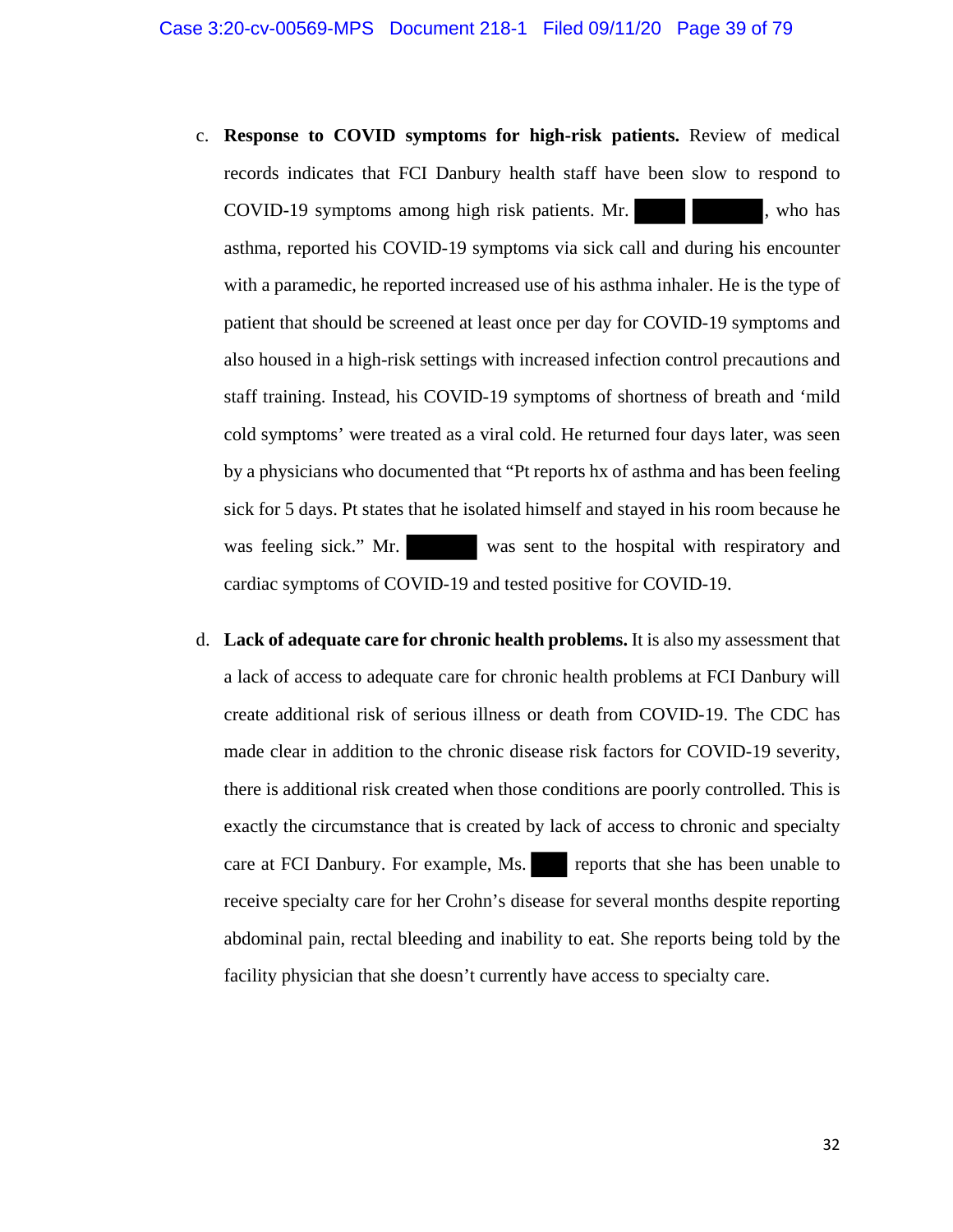c. **Response to COVID symptoms for high-risk patients.** Review of medical records indicates that FCI Danbury health staff have been slow to respond to COVID-19 symptoms among high risk patients. Mr. ████ ██████, who has asthma, reported his COVID-19 symptoms via sick call and during his encounter with a paramedic, he reported increased use of his asthma inhaler. He is the type of patient that should be screened at least once per day for COVID-19 symptoms and also housed in a high-risk settings with increased infection control precautions and staff training. Instead, his COVID-19 symptoms of shortness of breath and 'mild cold symptoms' were treated as a viral cold. He returned four days later, was seen by a physicians who documented that "Pt reports hx of asthma and has been feeling sick for 5 days. Pt states that he isolated himself and stayed in his room because he was feeling sick." Mr. ██████ was sent to the hospital with respiratory and cardiac symptoms of COVID-19 and tested positive for COVID-19.

d. **Lack of adequate care for chronic health problems.** It is also my assessment that a lack of access to adequate care for chronic health problems at FCI Danbury will create additional risk of serious illness or death from COVID-19. The CDC has made clear in addition to the chronic disease risk factors for COVID-19 severity, there is additional risk created when those conditions are poorly controlled. This is exactly the circumstance that is created by lack of access to chronic and specialty care at FCI Danbury. For example, Ms. ███ reports that she has been unable to receive specialty care for her Crohn's disease for several months despite reporting abdominal pain, rectal bleeding and inability to eat. She reports being told by the facility physician that she doesn't currently have access to specialty care.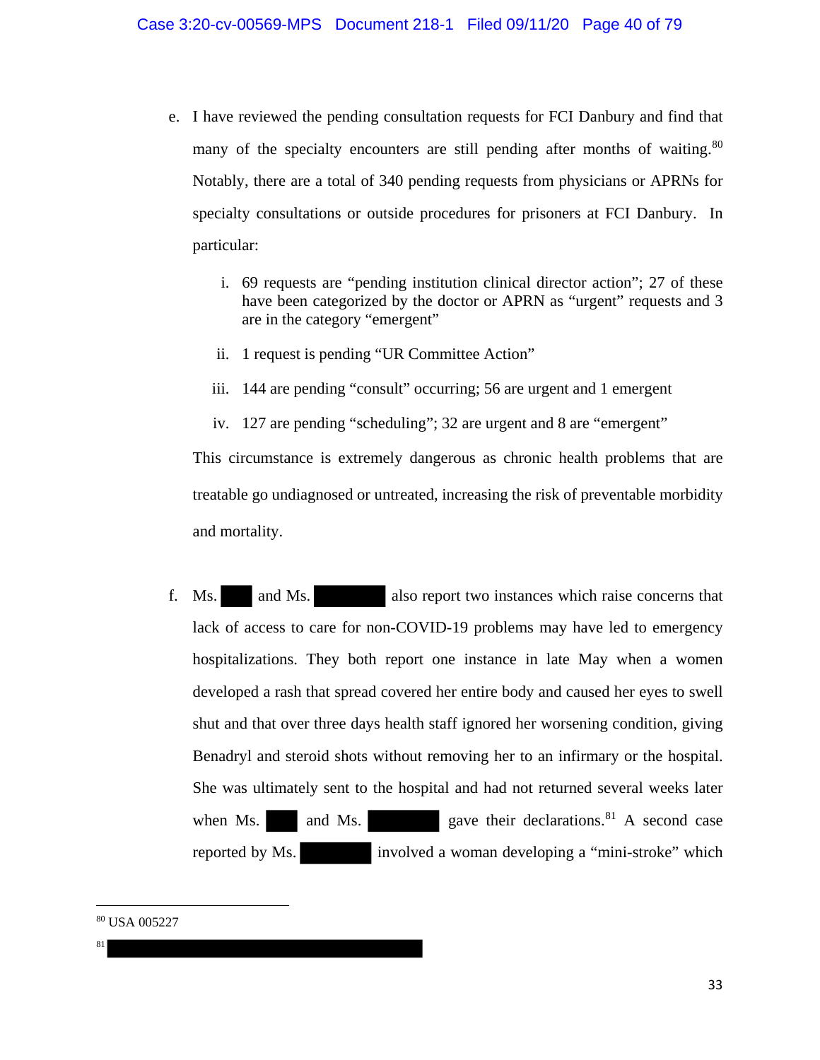e. I have reviewed the pending consultation requests for FCI Danbury and find that many of the specialty encounters are still pending after months of waiting.[80] Notably, there are a total of 340 pending requests from physicians or APRNs for specialty consultations or outside procedures for prisoners at FCI Danbury. In particular:

   i. 69 requests are "pending institution clinical director action"; 27 of these have been categorized by the doctor or APRN as "urgent" requests and 3 are in the category "emergent"

   ii. 1 request is pending "UR Committee Action"

   iii. 144 are pending "consult" occurring; 56 are urgent and 1 emergent

   iv. 127 are pending "scheduling"; 32 are urgent and 8 are "emergent"

   This circumstance is extremely dangerous as chronic health problems that are treatable go undiagnosed or untreated, increasing the risk of preventable morbidity and mortality.

f. Ms. ████ and Ms. ████████ also report two instances which raise concerns that lack of access to care for non-COVID-19 problems may have led to emergency hospitalizations. They both report one instance in late May when a women developed a rash that spread covered her entire body and caused her eyes to swell shut and that over three days health staff ignored her worsening condition, giving Benadryl and steroid shots without removing her to an infirmary or the hospital. She was ultimately sent to the hospital and had not returned several weeks later when Ms. ████ and Ms. ████████ gave their declarations.[81] A second case reported by Ms. ████████ involved a woman developing a "mini-stroke" which

---

[80] USA 005227

[81] ████████████████████████████████████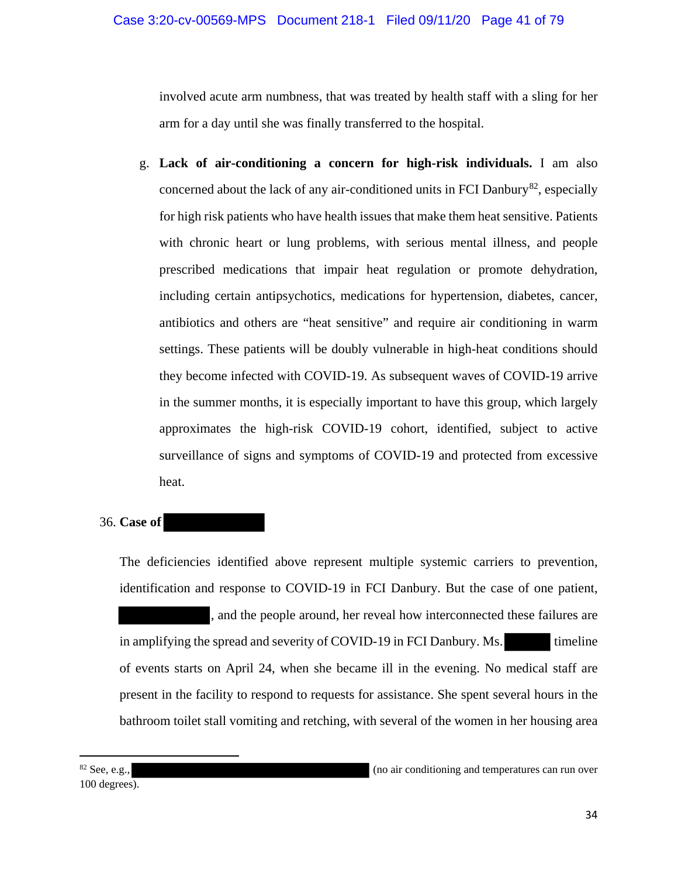involved acute arm numbness, that was treated by health staff with a sling for her arm for a day until she was finally transferred to the hospital.

g. **Lack of air-conditioning a concern for high-risk individuals.** I am also concerned about the lack of any air-conditioned units in FCI Danbury[82], especially for high risk patients who have health issues that make them heat sensitive. Patients with chronic heart or lung problems, with serious mental illness, and people prescribed medications that impair heat regulation or promote dehydration, including certain antipsychotics, medications for hypertension, diabetes, cancer, antibiotics and others are "heat sensitive" and require air conditioning in warm settings. These patients will be doubly vulnerable in high-heat conditions should they become infected with COVID-19. As subsequent waves of COVID-19 arrive in the summer months, it is especially important to have this group, which largely approximates the high-risk COVID-19 cohort, identified, subject to active surveillance of signs and symptoms of COVID-19 and protected from excessive heat.

36. **Case of [REDACTED]**

The deficiencies identified above represent multiple systemic carriers to prevention, identification and response to COVID-19 in FCI Danbury. But the case of one patient, [REDACTED], and the people around, her reveal how interconnected these failures are in amplifying the spread and severity of COVID-19 in FCI Danbury. Ms. [REDACTED] timeline of events starts on April 24, when she became ill in the evening. No medical staff are present in the facility to respond to requests for assistance. She spent several hours in the bathroom toilet stall vomiting and retching, with several of the women in her housing area

---

[82] See, e.g., [REDACTED] (no air conditioning and temperatures can run over 100 degrees).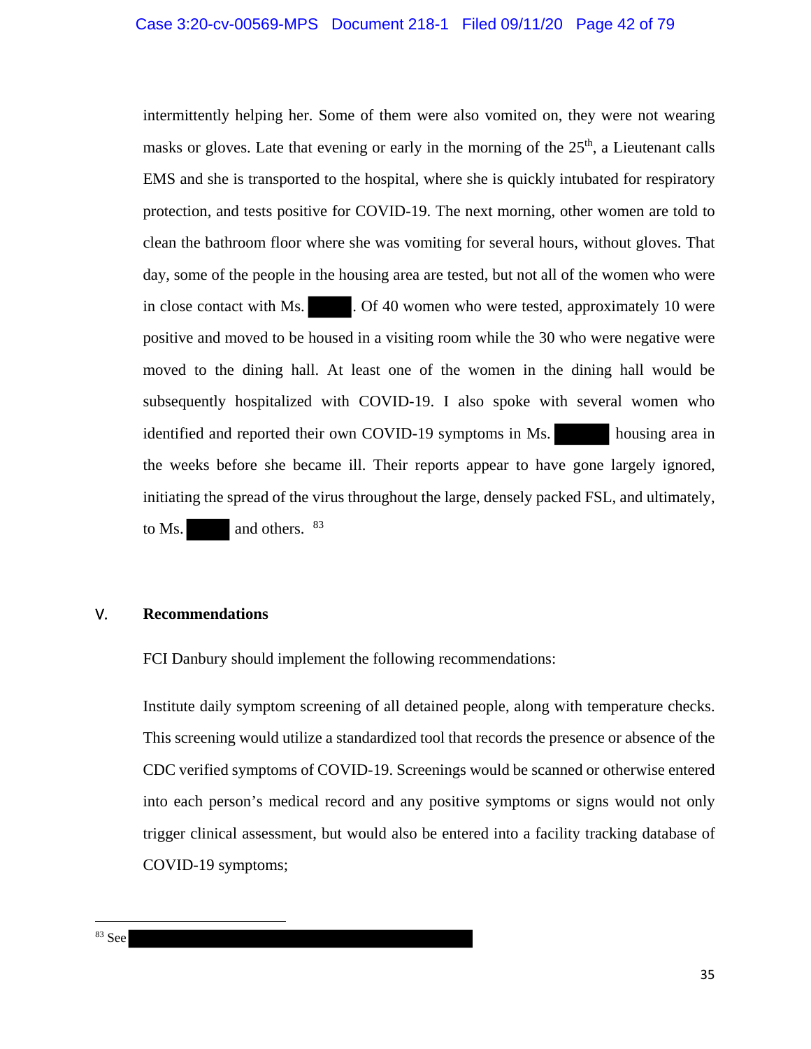intermittently helping her. Some of them were also vomited on, they were not wearing masks or gloves. Late that evening or early in the morning of the 25th, a Lieutenant calls EMS and she is transported to the hospital, where she is quickly intubated for respiratory protection, and tests positive for COVID-19. The next morning, other women are told to clean the bathroom floor where she was vomiting for several hours, without gloves. That day, some of the people in the housing area are tested, but not all of the women who were in close contact with Ms. [REDACTED]. Of 40 women who were tested, approximately 10 were positive and moved to be housed in a visiting room while the 30 who were negative were moved to the dining hall. At least one of the women in the dining hall would be subsequently hospitalized with COVID-19. I also spoke with several women who identified and reported their own COVID-19 symptoms in Ms. [REDACTED] housing area in the weeks before she became ill. Their reports appear to have gone largely ignored, initiating the spread of the virus throughout the large, densely packed FSL, and ultimately, to Ms. [REDACTED] and others. [83]

## V. Recommendations

FCI Danbury should implement the following recommendations:

Institute daily symptom screening of all detained people, along with temperature checks. This screening would utilize a standardized tool that records the presence or absence of the CDC verified symptoms of COVID-19. Screenings would be scanned or otherwise entered into each person's medical record and any positive symptoms or signs would not only trigger clinical assessment, but would also be entered into a facility tracking database of COVID-19 symptoms;

---

[83] See [REDACTED]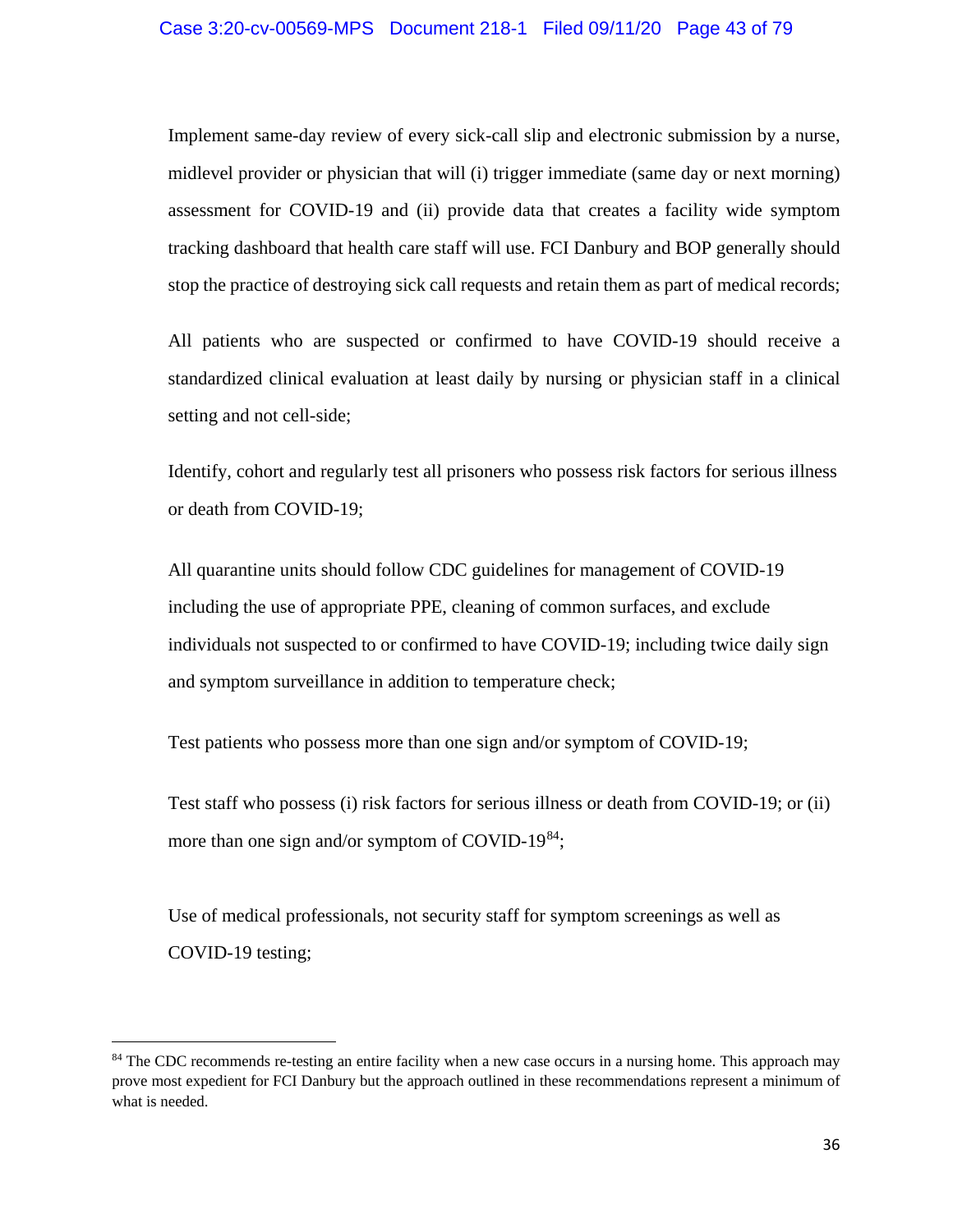Implement same-day review of every sick-call slip and electronic submission by a nurse, midlevel provider or physician that will (i) trigger immediate (same day or next morning) assessment for COVID-19 and (ii) provide data that creates a facility wide symptom tracking dashboard that health care staff will use. FCI Danbury and BOP generally should stop the practice of destroying sick call requests and retain them as part of medical records;

All patients who are suspected or confirmed to have COVID-19 should receive a standardized clinical evaluation at least daily by nursing or physician staff in a clinical setting and not cell-side;

Identify, cohort and regularly test all prisoners who possess risk factors for serious illness or death from COVID-19;

All quarantine units should follow CDC guidelines for management of COVID-19 including the use of appropriate PPE, cleaning of common surfaces, and exclude individuals not suspected to or confirmed to have COVID-19; including twice daily sign and symptom surveillance in addition to temperature check;

Test patients who possess more than one sign and/or symptom of COVID-19;

Test staff who possess (i) risk factors for serious illness or death from COVID-19; or (ii) more than one sign and/or symptom of COVID-19[84];

Use of medical professionals, not security staff for symptom screenings as well as COVID-19 testing;

---

[84] The CDC recommends re-testing an entire facility when a new case occurs in a nursing home. This approach may prove most expedient for FCI Danbury but the approach outlined in these recommendations represent a minimum of what is needed.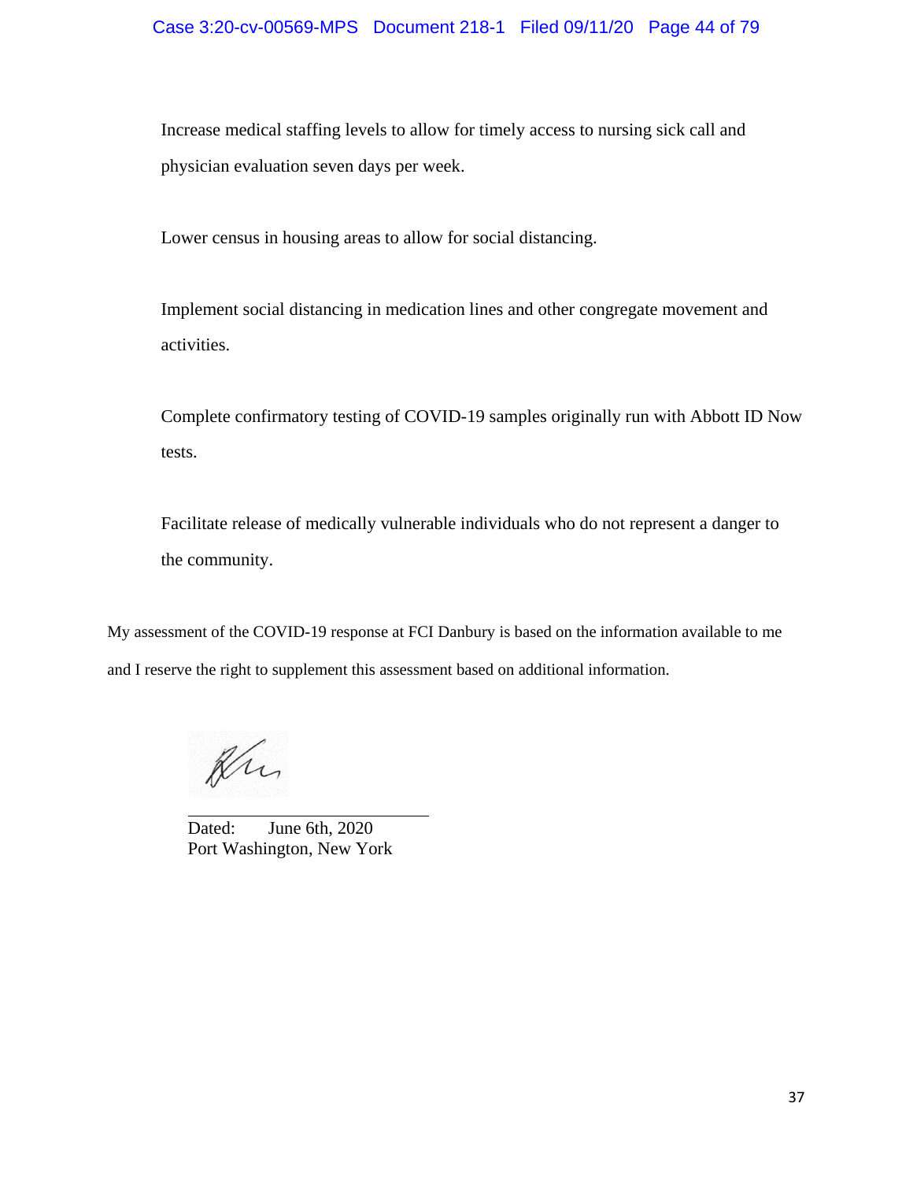Increase medical staffing levels to allow for timely access to nursing sick call and physician evaluation seven days per week.

Lower census in housing areas to allow for social distancing.

Implement social distancing in medication lines and other congregate movement and activities.

Complete confirmatory testing of COVID-19 samples originally run with Abbott ID Now tests.

Facilitate release of medically vulnerable individuals who do not represent a danger to the community.

My assessment of the COVID-19 response at FCI Danbury is based on the information available to me and I reserve the right to supplement this assessment based on additional information.

Dated: June 6th, 2020
Port Washington, New York